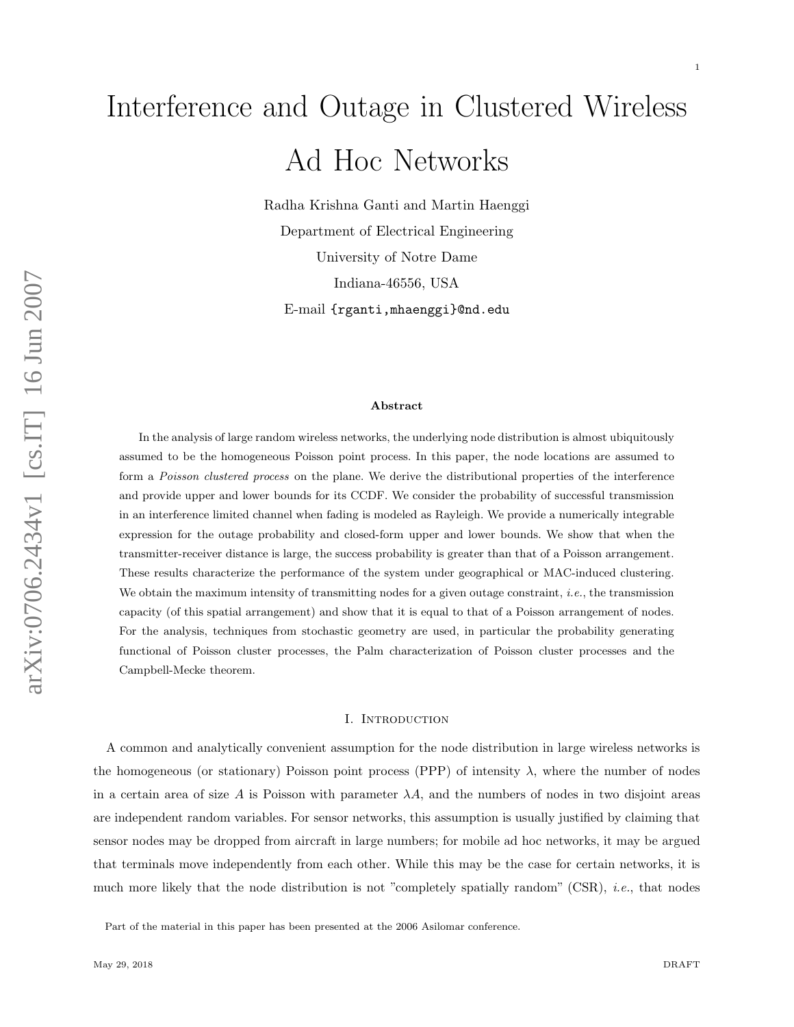# Interference and Outage in Clustered Wireless Ad Hoc Networks

Radha Krishna Ganti and Martin Haenggi

Department of Electrical Engineering

University of Notre Dame

Indiana-46556, USA

E-mail {rganti,mhaenggi}@nd.edu

### Abstract

In the analysis of large random wireless networks, the underlying node distribution is almost ubiquitously assumed to be the homogeneous Poisson point process. In this paper, the node locations are assumed to form a *Poisson clustered process* on the plane. We derive the distributional properties of the interference and provide upper and lower bounds for its CCDF. We consider the probability of successful transmission in an interference limited channel when fading is modeled as Rayleigh. We provide a numerically integrable expression for the outage probability and closed-form upper and lower bounds. We show that when the transmitter-receiver distance is large, the success probability is greater than that of a Poisson arrangement. These results characterize the performance of the system under geographical or MAC-induced clustering. We obtain the maximum intensity of transmitting nodes for a given outage constraint, *i.e.*, the transmission capacity (of this spatial arrangement) and show that it is equal to that of a Poisson arrangement of nodes. For the analysis, techniques from stochastic geometry are used, in particular the probability generating functional of Poisson cluster processes, the Palm characterization of Poisson cluster processes and the Campbell-Mecke theorem.

## I. Introduction

A common and analytically convenient assumption for the node distribution in large wireless networks is the homogeneous (or stationary) Poisson point process (PPP) of intensity $\lambda$, where the number of nodes in a certain area of size $A$ is Poisson with parameter $\lambda A$, and the numbers of nodes in two disjoint areas are independent random variables. For sensor networks, this assumption is usually justified by claiming that sensor nodes may be dropped from aircraft in large numbers; for mobile ad hoc networks, it may be argued that terminals move independently from each other. While this may be the case for certain networks, it is much more likely that the node distribution is not "completely spatially random" (CSR), *i.e.*, that nodes

Part of the material in this paper has been presented at the 2006 Asilomar conference.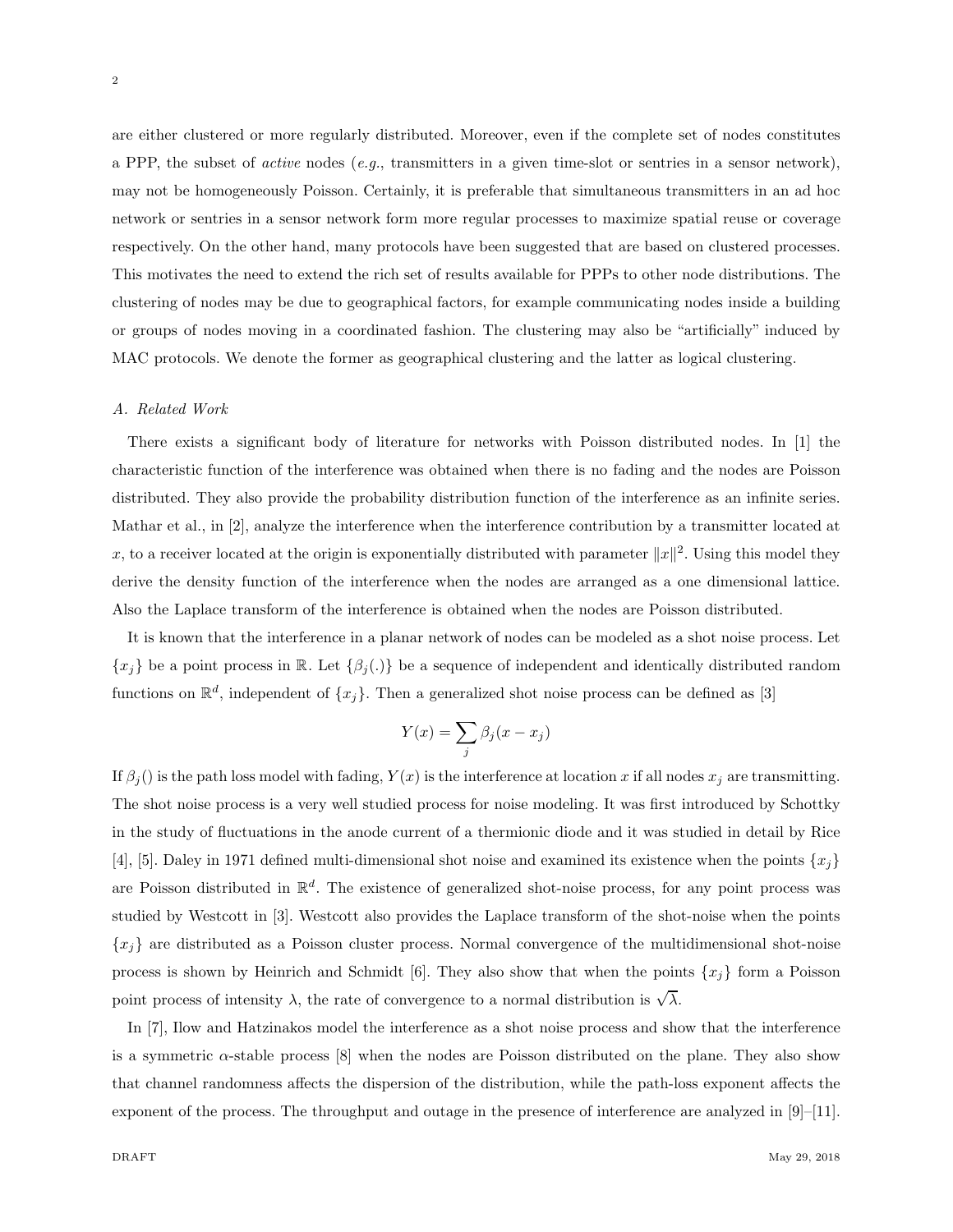are either clustered or more regularly distributed. Moreover, even if the complete set of nodes constitutes a PPP, the subset of *active* nodes (*e.g.*, transmitters in a given time-slot or sentries in a sensor network), may not be homogeneously Poisson. Certainly, it is preferable that simultaneous transmitters in an ad hoc network or sentries in a sensor network form more regular processes to maximize spatial reuse or coverage respectively. On the other hand, many protocols have been suggested that are based on clustered processes. This motivates the need to extend the rich set of results available for PPPs to other node distributions. The clustering of nodes may be due to geographical factors, for example communicating nodes inside a building or groups of nodes moving in a coordinated fashion. The clustering may also be "artificially" induced by MAC protocols. We denote the former as geographical clustering and the latter as logical clustering.

### A. Related Work

There exists a significant body of literature for networks with Poisson distributed nodes. In [1] the characteristic function of the interference was obtained when there is no fading and the nodes are Poisson distributed. They also provide the probability distribution function of the interference as an infinite series. Mathar et al., in [2], analyze the interference when the interference contribution by a transmitter located at $x$, to a receiver located at the origin is exponentially distributed with parameter $\|x\|^2$. Using this model they derive the density function of the interference when the nodes are arranged as a one dimensional lattice. Also the Laplace transform of the interference is obtained when the nodes are Poisson distributed.

It is known that the interference in a planar network of nodes can be modeled as a shot noise process. Let $\{x_j\}$ be a point process in $\mathbb{R}$. Let $\{\beta_j(.)\}$ be a sequence of independent and identically distributed random functions on $\mathbb{R}^d$, independent of $\{x_j\}$. Then a generalized shot noise process can be defined as [3]

$$Y(x) = \sum_j \beta_j(x - x_j)$$

If $\beta_j()$ is the path loss model with fading, $Y(x)$ is the interference at location $x$ if all nodes $x_j$ are transmitting. The shot noise process is a very well studied process for noise modeling. It was first introduced by Schottky in the study of fluctuations in the anode current of a thermionic diode and it was studied in detail by Rice [4], [5]. Daley in 1971 defined multi-dimensional shot noise and examined its existence when the points $\{x_j\}$ are Poisson distributed in $\mathbb{R}^d$. The existence of generalized shot-noise process, for any point process was studied by Westcott in [3]. Westcott also provides the Laplace transform of the shot-noise when the points $\{x_j\}$ are distributed as a Poisson cluster process. Normal convergence of the multidimensional shot-noise process is shown by Heinrich and Schmidt [6]. They also show that when the points $\{x_j\}$ form a Poisson point process of intensity $\lambda$, the rate of convergence to a normal distribution is $\sqrt{\lambda}$.

In [7], Ilow and Hatzinakos model the interference as a shot noise process and show that the interference is a symmetric $\alpha$-stable process [8] when the nodes are Poisson distributed on the plane. They also show that channel randomness affects the dispersion of the distribution, while the path-loss exponent affects the exponent of the process. The throughput and outage in the presence of interference are analyzed in [9]–[11].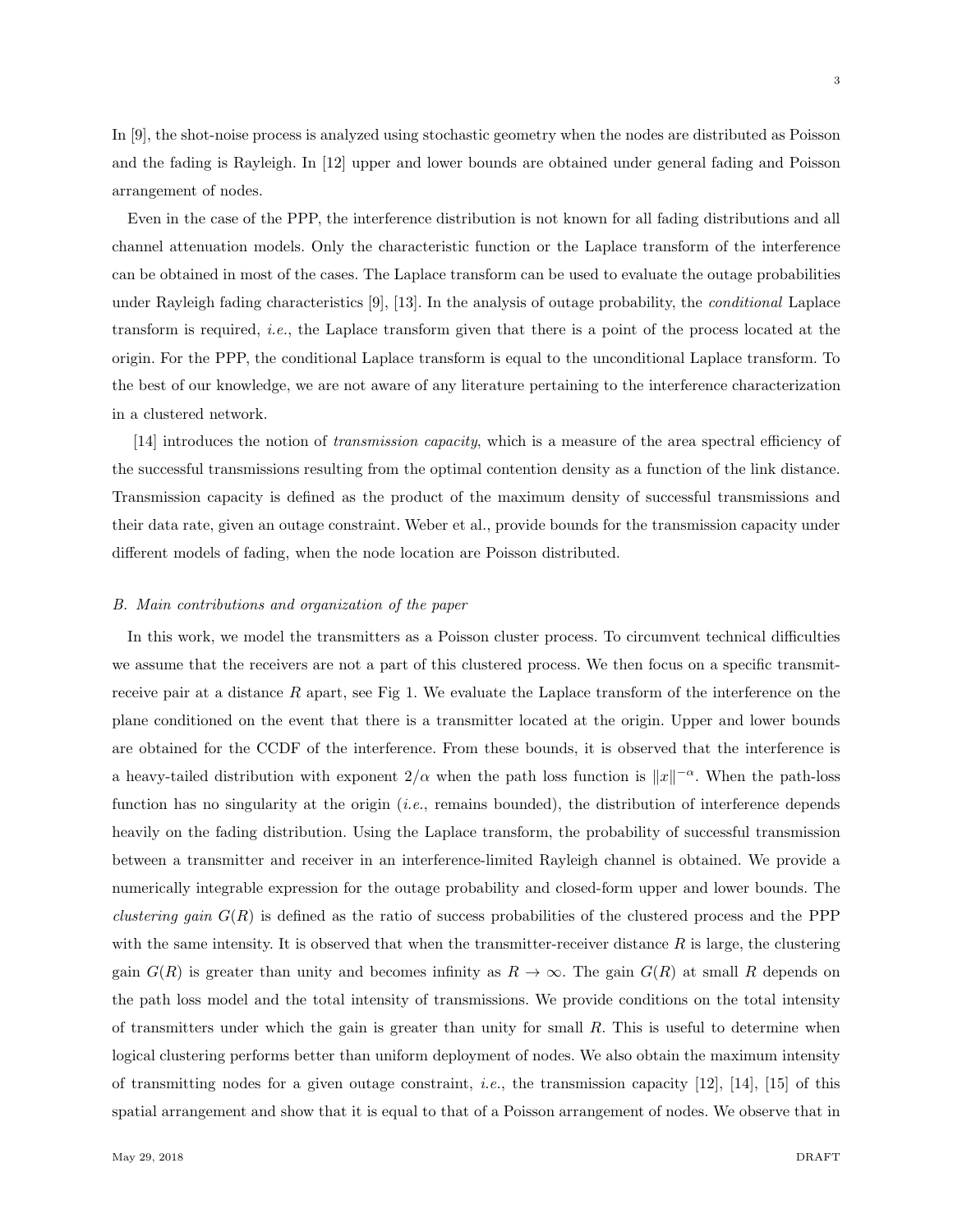In [9], the shot-noise process is analyzed using stochastic geometry when the nodes are distributed as Poisson and the fading is Rayleigh. In [12] upper and lower bounds are obtained under general fading and Poisson arrangement of nodes.

Even in the case of the PPP, the interference distribution is not known for all fading distributions and all channel attenuation models. Only the characteristic function or the Laplace transform of the interference can be obtained in most of the cases. The Laplace transform can be used to evaluate the outage probabilities under Rayleigh fading characteristics [9], [13]. In the analysis of outage probability, the *conditional* Laplace transform is required, *i.e.*, the Laplace transform given that there is a point of the process located at the origin. For the PPP, the conditional Laplace transform is equal to the unconditional Laplace transform. To the best of our knowledge, we are not aware of any literature pertaining to the interference characterization in a clustered network.

[14] introduces the notion of *transmission capacity*, which is a measure of the area spectral efficiency of the successful transmissions resulting from the optimal contention density as a function of the link distance. Transmission capacity is defined as the product of the maximum density of successful transmissions and their data rate, given an outage constraint. Weber et al., provide bounds for the transmission capacity under different models of fading, when the node location are Poisson distributed.

### B. Main contributions and organization of the paper

In this work, we model the transmitters as a Poisson cluster process. To circumvent technical difficulties we assume that the receivers are not a part of this clustered process. We then focus on a specific transmit-receive pair at a distance $R$ apart, see Fig 1. We evaluate the Laplace transform of the interference on the plane conditioned on the event that there is a transmitter located at the origin. Upper and lower bounds are obtained for the CCDF of the interference. From these bounds, it is observed that the interference is a heavy-tailed distribution with exponent $2/\alpha$ when the path loss function is $\|x\|^{-\alpha}$. When the path-loss function has no singularity at the origin (*i.e.*, remains bounded), the distribution of interference depends heavily on the fading distribution. Using the Laplace transform, the probability of successful transmission between a transmitter and receiver in an interference-limited Rayleigh channel is obtained. We provide a numerically integrable expression for the outage probability and closed-form upper and lower bounds. The *clustering gain* $G(R)$ is defined as the ratio of success probabilities of the clustered process and the PPP with the same intensity. It is observed that when the transmitter-receiver distance $R$ is large, the clustering gain $G(R)$ is greater than unity and becomes infinity as $R \to \infty$. The gain $G(R)$ at small $R$ depends on the path loss model and the total intensity of transmissions. We provide conditions on the total intensity of transmitters under which the gain is greater than unity for small $R$. This is useful to determine when logical clustering performs better than uniform deployment of nodes. We also obtain the maximum intensity of transmitting nodes for a given outage constraint, *i.e.*, the transmission capacity [12], [14], [15] of this spatial arrangement and show that it is equal to that of a Poisson arrangement of nodes. We observe that in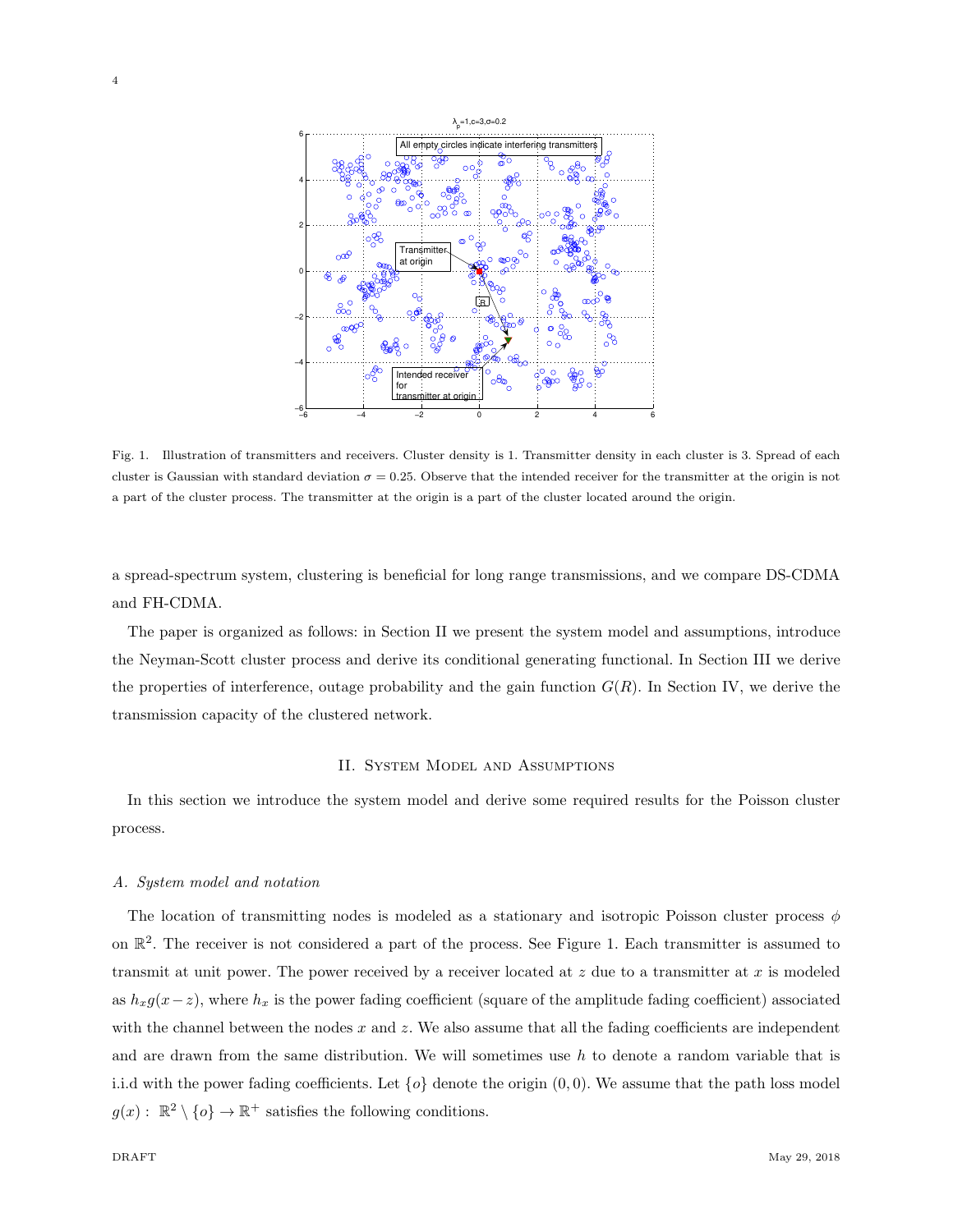Fig. 1. Illustration of transmitters and receivers. Cluster density is 1. Transmitter density in each cluster is 3. Spread of each cluster is Gaussian with standard deviation $\sigma = 0.25$. Observe that the intended receiver for the transmitter at the origin is not a part of the cluster process. The transmitter at the origin is a part of the cluster located around the origin.

a spread-spectrum system, clustering is beneficial for long range transmissions, and we compare DS-CDMA and FH-CDMA.

The paper is organized as follows: in Section II we present the system model and assumptions, introduce the Neyman-Scott cluster process and derive its conditional generating functional. In Section III we derive the properties of interference, outage probability and the gain function $G(R)$. In Section IV, we derive the transmission capacity of the clustered network.

## II. System Model and Assumptions

In this section we introduce the system model and derive some required results for the Poisson cluster process.

### A. System model and notation

The location of transmitting nodes is modeled as a stationary and isotropic Poisson cluster process $\phi$ on $\mathbb{R}^2$. The receiver is not considered a part of the process. See Figure 1. Each transmitter is assumed to transmit at unit power. The power received by a receiver located at $z$ due to a transmitter at $x$ is modeled as $h_x g(x-z)$, where $h_x$ is the power fading coefficient (square of the amplitude fading coefficient) associated with the channel between the nodes $x$ and $z$. We also assume that all the fading coefficients are independent and are drawn from the same distribution. We will sometimes use $h$ to denote a random variable that is i.i.d with the power fading coefficients. Let $\{o\}$ denote the origin $(0,0)$. We assume that the path loss model $g(x): \mathbb{R}^2 \setminus \{o\} \to \mathbb{R}^+$ satisfies the following conditions.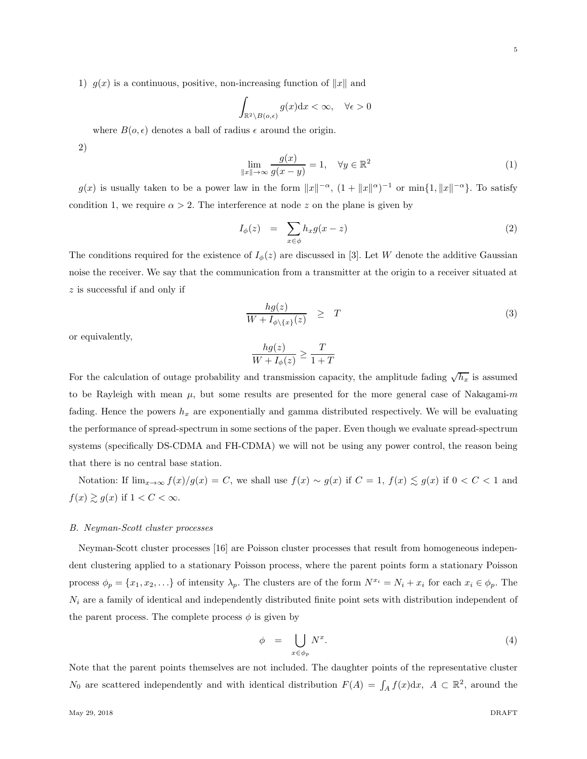1) $g(x)$ is a continuous, positive, non-increasing function of $\|x\|$ and

$$\int_{\mathbb{R}^2 \setminus B(o,\epsilon)} g(x)\mathrm{d}x < \infty, \quad \forall \epsilon > 0$$

where $B(o, \epsilon)$ denotes a ball of radius $\epsilon$ around the origin.

2)

$$\lim_{\|x\| \to \infty} \frac{g(x)}{g(x-y)} = 1, \quad \forall y \in \mathbb{R}^2 \tag{1}$$

$g(x)$ is usually taken to be a power law in the form $\|x\|^{-\alpha}$, $(1 + \|x\|^{\alpha})^{-1}$ or $\min\{1, \|x\|^{-\alpha}\}$. To satisfy condition 1, we require $\alpha > 2$. The interference at node $z$ on the plane is given by

$$I_{\phi}(z) \quad = \quad \sum_{x \in \phi} h_x g(x - z) \tag{2}$$

The conditions required for the existence of $I_{\phi}(z)$ are discussed in [3]. Let $W$ denote the additive Gaussian noise the receiver. We say that the communication from a transmitter at the origin to a receiver situated at $z$ is successful if and only if

$$\frac{hg(z)}{W + I_{\phi \setminus \{x\}}(z)} \quad \geq \quad T \tag{3}$$

or equivalently,

$$\frac{hg(z)}{W + I_{\phi}(z)} \geq \frac{T}{1+T}$$

For the calculation of outage probability and transmission capacity, the amplitude fading $\sqrt{h_x}$ is assumed to be Rayleigh with mean $\mu$, but some results are presented for the more general case of Nakagami-$m$ fading. Hence the powers $h_x$ are exponentially and gamma distributed respectively. We will be evaluating the performance of spread-spectrum in some sections of the paper. Even though we evaluate spread-spectrum systems (specifically DS-CDMA and FH-CDMA) we will not be using any power control, the reason being that there is no central base station.

Notation: If $\lim_{x \to \infty} f(x)/g(x) = C$, we shall use $f(x) \sim g(x)$ if $C = 1$, $f(x) \lesssim g(x)$ if $0 < C < 1$ and $f(x) \gtrsim g(x)$ if $1 < C < \infty$.

### B. Neyman-Scott cluster processes

Neyman-Scott cluster processes [16] are Poisson cluster processes that result from homogeneous independent clustering applied to a stationary Poisson process, where the parent points form a stationary Poisson process $\phi_p = \{x_1, x_2, \ldots\}$ of intensity $\lambda_p$. The clusters are of the form $N^{x_i} = N_i + x_i$ for each $x_i \in \phi_p$. The $N_i$ are a family of identical and independently distributed finite point sets with distribution independent of the parent process. The complete process $\phi$ is given by

$$\phi \quad = \quad \bigcup_{x \in \phi_p} N^x. \tag{4}$$

Note that the parent points themselves are not included. The daughter points of the representative cluster $N_0$ are scattered independently and with identical distribution $F(A) = \int_A f(x)\mathrm{d}x, \; A \subset \mathbb{R}^2$, around the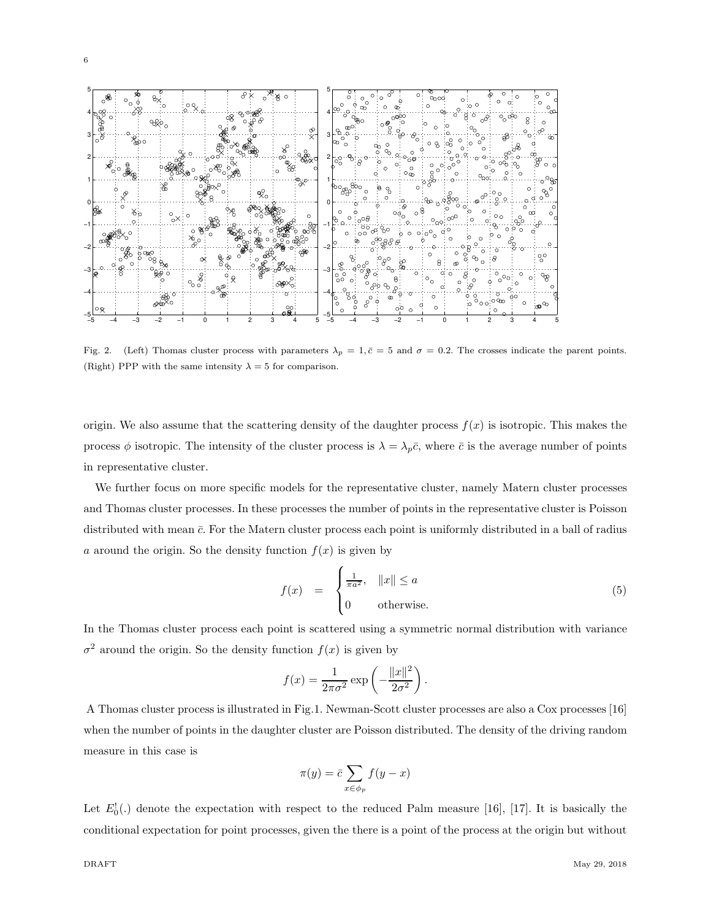Fig. 2. (Left) Thomas cluster process with parameters $\lambda_p = 1, \bar{c} = 5$ and $\sigma = 0.2$. The crosses indicate the parent points. (Right) PPP with the same intensity $\lambda = 5$ for comparison.

origin. We also assume that the scattering density of the daughter process $f(x)$ is isotropic. This makes the process $\phi$ isotropic. The intensity of the cluster process is $\lambda = \lambda_p \bar{c}$, where $\bar{c}$ is the average number of points in representative cluster.

We further focus on more specific models for the representative cluster, namely Matern cluster processes and Thomas cluster processes. In these processes the number of points in the representative cluster is Poisson distributed with mean $\bar{c}$. For the Matern cluster process each point is uniformly distributed in a ball of radius $a$ around the origin. So the density function $f(x)$ is given by

$$
f(x) = \begin{cases} \frac{1}{\pi a^2}, & \|x\| \leq a \\ 0 & \text{otherwise.} \end{cases} \tag{5}
$$

In the Thomas cluster process each point is scattered using a symmetric normal distribution with variance $\sigma^2$ around the origin. So the density function $f(x)$ is given by

$$
f(x) = \frac{1}{2\pi\sigma^2} \exp\left(-\frac{\|x\|^2}{2\sigma^2}\right).
$$

A Thomas cluster process is illustrated in Fig.1. Newman-Scott cluster processes are also a Cox processes [16] when the number of points in the daughter cluster are Poisson distributed. The density of the driving random measure in this case is

$$
\pi(y) = \bar{c} \sum_{x \in \phi_p} f(y - x)
$$

Let $E_0^!(.)$ denote the expectation with respect to the reduced Palm measure [16], [17]. It is basically the conditional expectation for point processes, given the there is a point of the process at the origin but without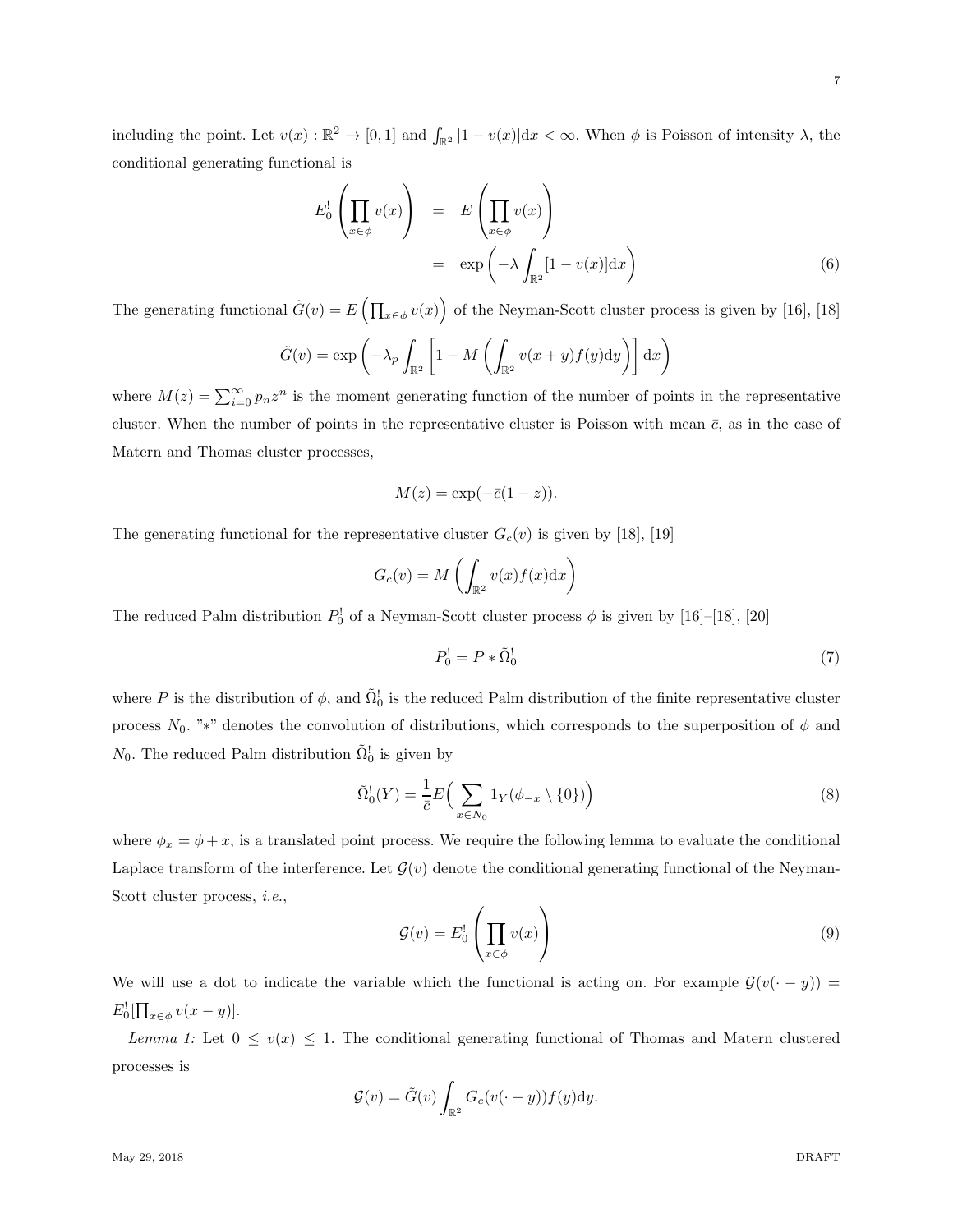including the point. Let $v(x) : \mathbb{R}^2 \to [0, 1]$ and $\int_{\mathbb{R}^2} |1 - v(x)| \mathrm{d}x < \infty$. When $\phi$ is Poisson of intensity $\lambda$, the conditional generating functional is

$$
\begin{aligned}
E_0^!\left(\prod_{x \in \phi} v(x)\right) &= E\left(\prod_{x \in \phi} v(x)\right) \\
&= \exp\left(-\lambda \int_{\mathbb{R}^2} [1 - v(x)] \mathrm{d}x\right)
\end{aligned} \tag{6}
$$

The generating functional $\tilde{G}(v) = E\left(\prod_{x \in \phi} v(x)\right)$ of the Neyman-Scott cluster process is given by [16], [18]

$$
\tilde{G}(v) = \exp\left(-\lambda_p \int_{\mathbb{R}^2} \left[1 - M\left(\int_{\mathbb{R}^2} v(x + y) f(y) \mathrm{d}y\right)\right] \mathrm{d}x\right)
$$

where $M(z) = \sum_{i=0}^{\infty} p_n z^n$ is the moment generating function of the number of points in the representative cluster. When the number of points in the representative cluster is Poisson with mean $\bar{c}$, as in the case of Matern and Thomas cluster processes,

$$
M(z) = \exp(-\bar{c}(1 - z)).
$$

The generating functional for the representative cluster $G_c(v)$ is given by [18], [19]

$$
G_c(v) = M\left(\int_{\mathbb{R}^2} v(x) f(x) \mathrm{d}x\right)
$$

The reduced Palm distribution $P_0^!$ of a Neyman-Scott cluster process $\phi$ is given by [16]–[18], [20]

$$
P_0^! = P * \tilde{\Omega}_0^! \tag{7}
$$

where $P$ is the distribution of $\phi$, and $\tilde{\Omega}_0^!$ is the reduced Palm distribution of the finite representative cluster process $N_0$. "$*$" denotes the convolution of distributions, which corresponds to the superposition of $\phi$ and $N_0$. The reduced Palm distribution $\tilde{\Omega}_0^!$ is given by

$$
\tilde{\Omega}_0^!(Y) = \frac{1}{\bar{c}} E\Big(\sum_{x \in N_0} 1_Y(\phi_{-x} \setminus \{0\})\Big) \tag{8}
$$

where $\phi_x = \phi + x$, is a translated point process. We require the following lemma to evaluate the conditional Laplace transform of the interference. Let $\mathcal{G}(v)$ denote the conditional generating functional of the Neyman-Scott cluster process, *i.e.*,

$$
\mathcal{G}(v) = E_0^!\left(\prod_{x \in \phi} v(x)\right) \tag{9}
$$

We will use a dot to indicate the variable which the functional is acting on. For example $\mathcal{G}(v(\cdot - y)) = E_0^![\prod_{x \in \phi} v(x - y)]$.

*Lemma 1:* Let $0 \leq v(x) \leq 1$. The conditional generating functional of Thomas and Matern clustered processes is

$$
\mathcal{G}(v) = \tilde{G}(v) \int_{\mathbb{R}^2} G_c(v(\cdot - y)) f(y) \mathrm{d}y.
$$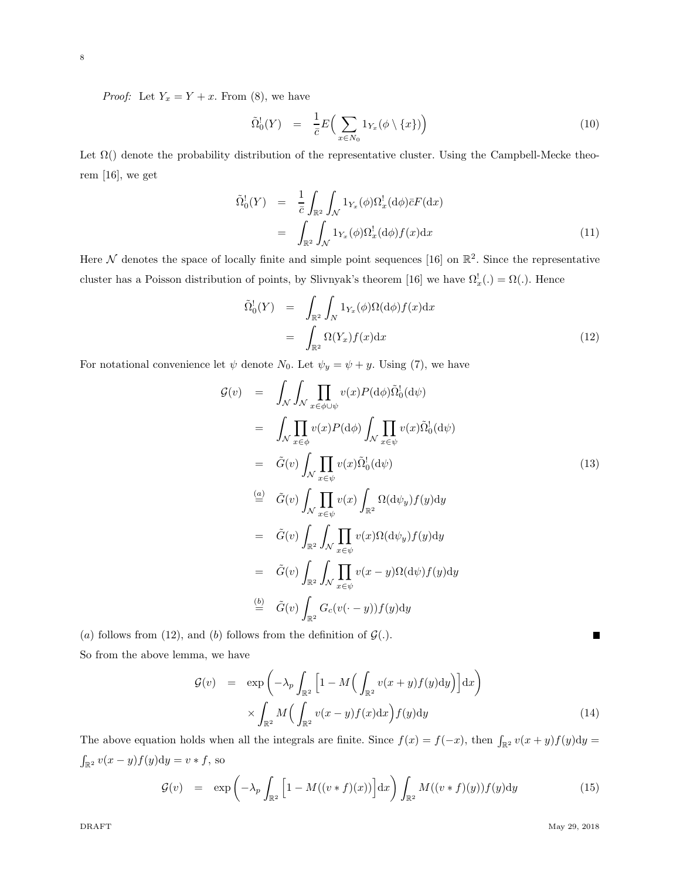*Proof:* Let $Y_x = Y + x$. From (8), we have

$$\tilde{\Omega}_0^!(Y) = \frac{1}{\bar{c}} E\Big( \sum_{x \in N_0} 1_{Y_x}(\phi \setminus \{x\}) \Big) \tag{10}$$

Let $\Omega()$ denote the probability distribution of the representative cluster. Using the Campbell-Mecke theorem [16], we get

$$\begin{aligned}
\tilde{\Omega}_0^!(Y) &= \frac{1}{\bar{c}} \int_{\mathbb{R}^2} \int_{\mathcal{N}} 1_{Y_x}(\phi) \Omega_x^!(\mathrm{d}\phi) \bar{c} F(\mathrm{d}x) \\
&= \int_{\mathbb{R}^2} \int_{\mathcal{N}} 1_{Y_x}(\phi) \Omega_x^!(\mathrm{d}\phi) f(x) \mathrm{d}x
\end{aligned} \tag{11}$$

Here $\mathcal{N}$ denotes the space of locally finite and simple point sequences [16] on $\mathbb{R}^2$. Since the representative cluster has a Poisson distribution of points, by Slivnyak's theorem [16] we have $\Omega_x^!(.) = \Omega(.)$. Hence

$$\begin{aligned}
\tilde{\Omega}_0^!(Y) &= \int_{\mathbb{R}^2} \int_{N} 1_{Y_x}(\phi) \Omega(\mathrm{d}\phi) f(x) \mathrm{d}x \\
&= \int_{\mathbb{R}^2} \Omega(Y_x) f(x) \mathrm{d}x
\end{aligned} \tag{12}$$

For notational convenience let $\psi$ denote $N_0$. Let $\psi_y = \psi + y$. Using (7), we have

$$\begin{aligned}
\mathcal{G}(v) &= \int_{\mathcal{N}} \int_{\mathcal{N}} \prod_{x \in \phi \cup \psi} v(x) P(\mathrm{d}\phi) \tilde{\Omega}_0^!(\mathrm{d}\psi) \\
&= \int_{\mathcal{N}} \prod_{x \in \phi} v(x) P(\mathrm{d}\phi) \int_{\mathcal{N}} \prod_{x \in \psi} v(x) \tilde{\Omega}_0^!(\mathrm{d}\psi) \\
&= \tilde{G}(v) \int_{\mathcal{N}} \prod_{x \in \psi} v(x) \tilde{\Omega}_0^!(\mathrm{d}\psi) \\
&\overset{(a)}{=} \tilde{G}(v) \int_{\mathcal{N}} \prod_{x \in \psi} v(x) \int_{\mathbb{R}^2} \Omega(\mathrm{d}\psi_y) f(y) \mathrm{d}y \\
&= \tilde{G}(v) \int_{\mathbb{R}^2} \int_{\mathcal{N}} \prod_{x \in \psi} v(x) \Omega(\mathrm{d}\psi_y) f(y) \mathrm{d}y \\
&= \tilde{G}(v) \int_{\mathbb{R}^2} \int_{\mathcal{N}} \prod_{x \in \psi} v(x - y) \Omega(\mathrm{d}\psi) f(y) \mathrm{d}y \\
&\overset{(b)}{=} \tilde{G}(v) \int_{\mathbb{R}^2} G_c(v(\cdot - y)) f(y) \mathrm{d}y
\end{aligned} \tag{13}$$

$(a)$ follows from (12), and $(b)$ follows from the definition of $\mathcal{G}(.)$. ∎

So from the above lemma, we have

$$\begin{aligned}
\mathcal{G}(v) &= \exp\left( -\lambda_p \int_{\mathbb{R}^2} \Big[ 1 - M\Big( \int_{\mathbb{R}^2} v(x+y) f(y) \mathrm{d}y \Big) \Big] \mathrm{d}x \right) \\
&\quad \times \int_{\mathbb{R}^2} M\Big( \int_{\mathbb{R}^2} v(x-y) f(x) \mathrm{d}x \Big) f(y) \mathrm{d}y
\end{aligned} \tag{14}$$

The above equation holds when all the integrals are finite. Since $f(x) = f(-x)$, then $\int_{\mathbb{R}^2} v(x+y) f(y) \mathrm{d}y = \int_{\mathbb{R}^2} v(x-y) f(y) \mathrm{d}y = v * f$, so

$$\mathcal{G}(v) = \exp\left( -\lambda_p \int_{\mathbb{R}^2} \Big[ 1 - M((v * f)(x)) \Big] \mathrm{d}x \right) \int_{\mathbb{R}^2} M((v * f)(y)) f(y) \mathrm{d}y \tag{15}$$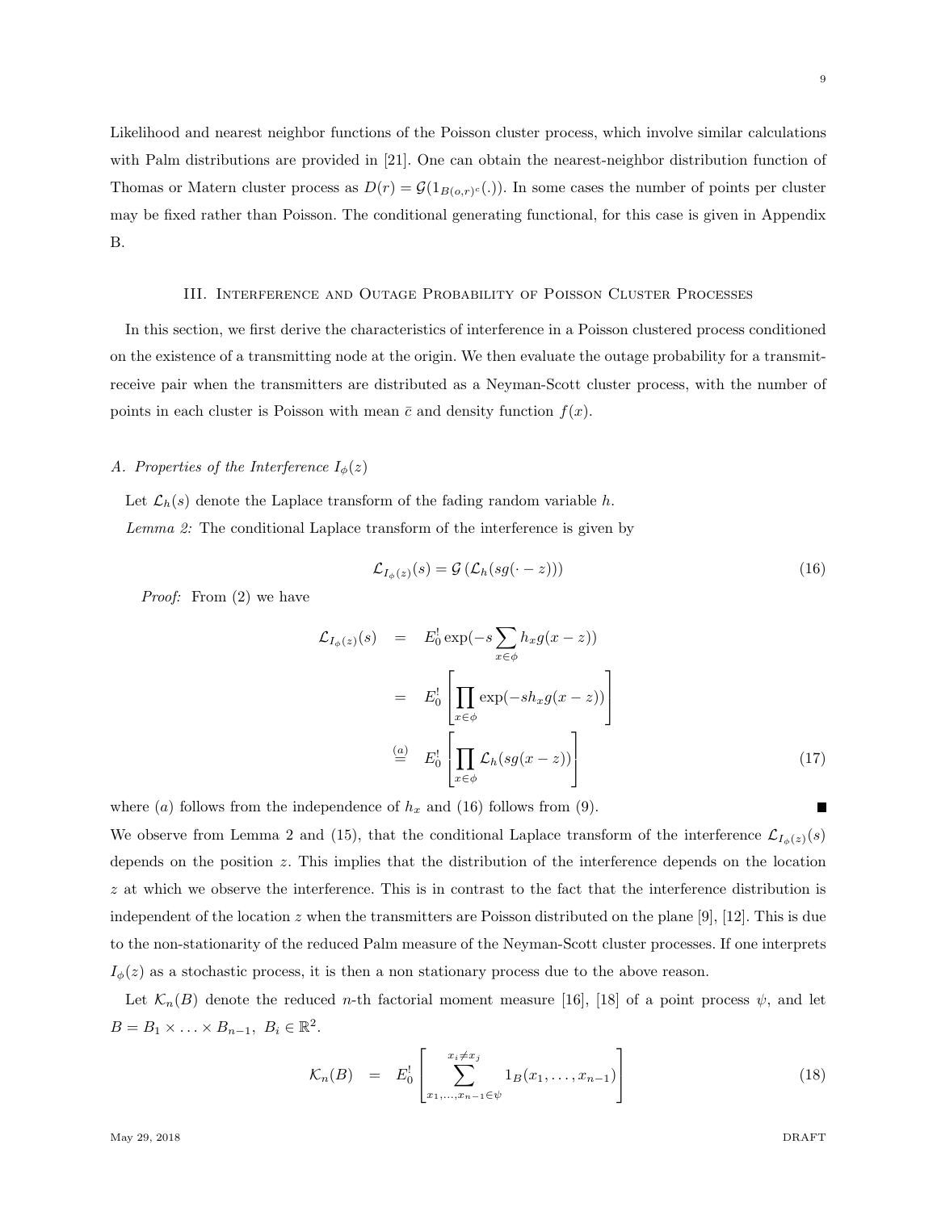Likelihood and nearest neighbor functions of the Poisson cluster process, which involve similar calculations with Palm distributions are provided in [21]. One can obtain the nearest-neighbor distribution function of Thomas or Matern cluster process as $D(r) = \mathcal{G}(1_{B(o,r)^c}(.))$. In some cases the number of points per cluster may be fixed rather than Poisson. The conditional generating functional, for this case is given in Appendix B.

## III. Interference and Outage Probability of Poisson Cluster Processes

In this section, we first derive the characteristics of interference in a Poisson clustered process conditioned on the existence of a transmitting node at the origin. We then evaluate the outage probability for a transmit-receive pair when the transmitters are distributed as a Neyman-Scott cluster process, with the number of points in each cluster is Poisson with mean $\bar{c}$ and density function $f(x)$.

### A. Properties of the Interference $I_\phi(z)$

Let $\mathcal{L}_h(s)$ denote the Laplace transform of the fading random variable $h$.

*Lemma 2:* The conditional Laplace transform of the interference is given by

$$\mathcal{L}_{I_\phi(z)}(s) = \mathcal{G}\left(\mathcal{L}_h(sg(\cdot - z))\right) \tag{16}$$

*Proof:* From (2) we have

$$\begin{aligned}
\mathcal{L}_{I_\phi(z)}(s) &= E_0^! \exp(-s \sum_{x \in \phi} h_x g(x-z)) \\
&= E_0^! \left[ \prod_{x \in \phi} \exp(-s h_x g(x-z)) \right] \\
&\stackrel{(a)}{=} E_0^! \left[ \prod_{x \in \phi} \mathcal{L}_h(sg(x-z)) \right]
\end{aligned} \tag{17}$$

where $(a)$ follows from the independence of $h_x$ and (16) follows from (9). ■

We observe from Lemma 2 and (15), that the conditional Laplace transform of the interference $\mathcal{L}_{I_\phi(z)}(s)$ depends on the position $z$. This implies that the distribution of the interference depends on the location $z$ at which we observe the interference. This is in contrast to the fact that the interference distribution is independent of the location $z$ when the transmitters are Poisson distributed on the plane [9], [12]. This is due to the non-stationarity of the reduced Palm measure of the Neyman-Scott cluster processes. If one interprets $I_\phi(z)$ as a stochastic process, it is then a non stationary process due to the above reason.

Let $\mathcal{K}_n(B)$ denote the reduced $n$-th factorial moment measure [16], [18] of a point process $\psi$, and let $B = B_1 \times \ldots \times B_{n-1},\ B_i \in \mathbb{R}^2$.

$$\mathcal{K}_n(B) = E_0^! \left[ \sum_{x_1,\ldots,x_{n-1} \in \psi}^{x_i \neq x_j} 1_B(x_1, \ldots, x_{n-1}) \right] \tag{18}$$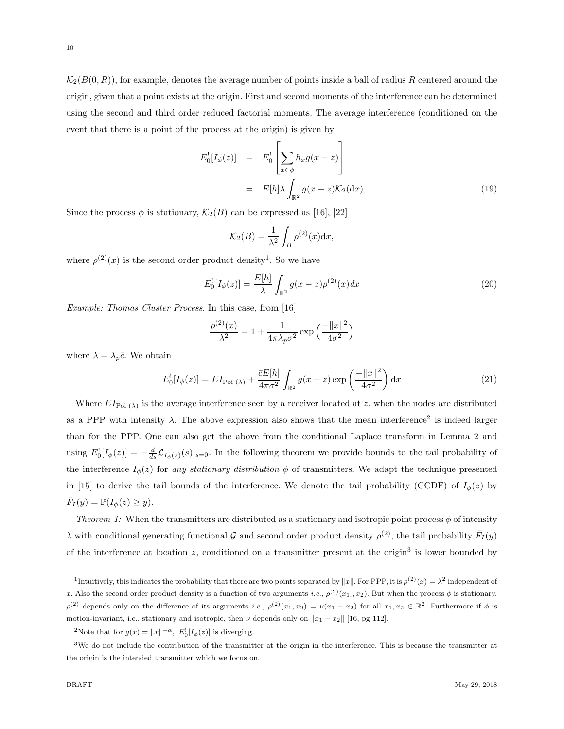$\mathcal{K}_2(B(0,R))$, for example, denotes the average number of points inside a ball of radius $R$ centered around the origin, given that a point exists at the origin. First and second moments of the interference can be determined using the second and third order reduced factorial moments. The average interference (conditioned on the event that there is a point of the process at the origin) is given by

$$
\begin{aligned}
E_0^![I_\phi(z)] &= E_0^!\left[\sum_{x\in\phi} h_x g(x-z)\right] \\
&= E[h]\lambda \int_{\mathbb{R}^2} g(x-z)\mathcal{K}_2(\mathrm{d}x) \qquad (19)
\end{aligned}
$$

Since the process $\phi$ is stationary, $\mathcal{K}_2(B)$ can be expressed as [16], [22]

$$
\mathcal{K}_2(B) = \frac{1}{\lambda^2}\int_B \rho^{(2)}(x)\mathrm{d}x,
$$

where $\rho^{(2)}(x)$ is the second order product density[1]. So we have

$$
E_0^![I_\phi(z)] = \frac{E[h]}{\lambda}\int_{\mathbb{R}^2} g(x-z)\rho^{(2)}(x)dx \qquad (20)
$$

*Example: Thomas Cluster Process*. In this case, from [16]

$$
\frac{\rho^{(2)}(x)}{\lambda^2} = 1 + \frac{1}{4\pi\lambda_p\sigma^2}\exp\Big(\frac{-\|x\|^2}{4\sigma^2}\Big)
$$

where $\lambda = \lambda_p\bar{c}$. We obtain

$$
E_0^![I_\phi(z)] = EI_{\text{Poi }(\lambda)} + \frac{\bar{c}E[h]}{4\pi\sigma^2}\int_{\mathbb{R}^2} g(x-z)\exp\left(\frac{-\|x\|^2}{4\sigma^2}\right)\mathrm{d}x \qquad (21)
$$

Where $EI_{\text{Poi }(\lambda)}$ is the average interference seen by a receiver located at $z$, when the nodes are distributed as a PPP with intensity $\lambda$. The above expression also shows that the mean interference[2] is indeed larger than for the PPP. One can also get the above from the conditional Laplace transform in Lemma 2 and using $E_0^![I_\phi(z)] = -\frac{d}{ds}\mathcal{L}_{I_\phi(z)}(s)|_{s=0}$. In the following theorem we provide bounds to the tail probability of the interference $I_\phi(z)$ for *any stationary distribution* $\phi$ of transmitters. We adapt the technique presented in [15] to derive the tail bounds of the interference. We denote the tail probability (CCDF) of $I_\phi(z)$ by $\bar{F}_I(y) = \mathbb{P}(I_\phi(z) \geq y)$.

*Theorem 1:* When the transmitters are distributed as a stationary and isotropic point process $\phi$ of intensity $\lambda$ with conditional generating functional $\mathcal{G}$ and second order product density $\rho^{(2)}$, the tail probability $\bar{F}_I(y)$ of the interference at location $z$, conditioned on a transmitter present at the origin[3] is lower bounded by

---

[1] Intuitively, this indicates the probability that there are two points separated by $\|x\|$. For PPP, it is $\rho^{(2)}(x) = \lambda^2$ independent of $x$. Also the second order product density is a function of two arguments *i.e.*, $\rho^{(2)}(x_1, x_2)$. But when the process $\phi$ is stationary, $\rho^{(2)}$ depends only on the difference of its arguments *i.e.*, $\rho^{(2)}(x_1, x_2) = \nu(x_1 - x_2)$ for all $x_1, x_2 \in \mathbb{R}^2$. Furthermore if $\phi$ is motion-invariant, i.e., stationary and isotropic, then $\nu$ depends only on $\|x_1 - x_2\|$ [16, pg 112].

[2] Note that for $g(x) = \|x\|^{-\alpha}$, $E_0^![I_\phi(z)]$ is diverging.

[3] We do not include the contribution of the transmitter at the origin in the interference. This is because the transmitter at the origin is the intended transmitter which we focus on.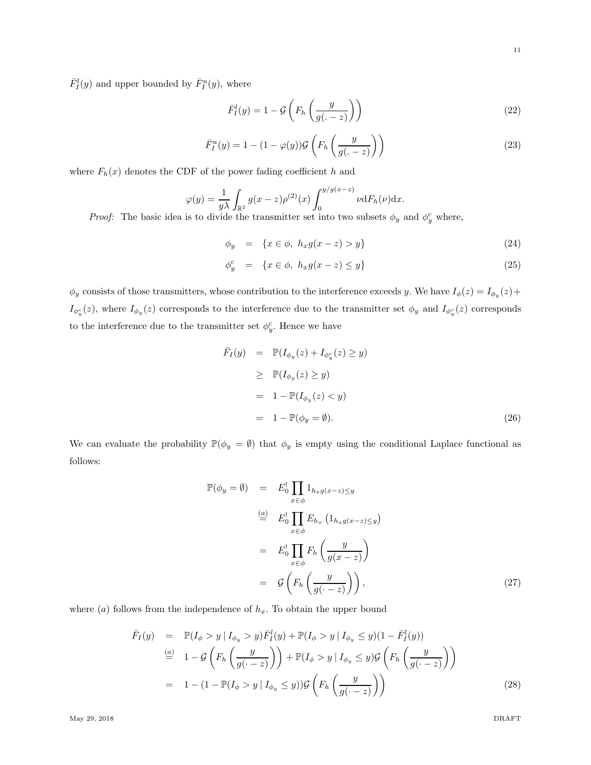$\bar{F}_I^l(y)$ and upper bounded by $\bar{F}_I^u(y)$, where

$$\bar{F}_I^l(y) = 1 - \mathcal{G}\left(F_h\left(\frac{y}{g(.-z)}\right)\right) \tag{22}$$

$$\bar{F}_I^u(y) = 1 - (1-\varphi(y))\mathcal{G}\left(F_h\left(\frac{y}{g(.-z)}\right)\right) \tag{23}$$

where $F_h(x)$ denotes the CDF of the power fading coefficient $h$ and

$$\varphi(y) = \frac{1}{y\lambda}\int_{\mathbb{R}^2} g(x-z)\rho^{(2)}(x)\int_0^{y/g(x-z)} \nu \mathrm{d}F_h(\nu)\mathrm{d}x.$$

*Proof:* The basic idea is to divide the transmitter set into two subsets $\phi_y$ and $\phi_y^c$ where,

$$\phi_y = \{x \in \phi,\ h_x g(x-z) > y\} \tag{24}$$

$$\phi_y^c = \{x \in \phi,\ h_x g(x-z) \leq y\} \tag{25}$$

$\phi_y$ consists of those transmitters, whose contribution to the interference exceeds $y$. We have $I_\phi(z) = I_{\phi_y}(z) + I_{\phi_y^c}(z)$, where $I_{\phi_y}(z)$ corresponds to the interference due to the transmitter set $\phi_y$ and $I_{\phi_y^c}(z)$ corresponds to the interference due to the transmitter set $\phi_y^c$. Hence we have

$$\begin{aligned}
\bar{F}_I(y) &= \mathbb{P}(I_{\phi_y}(z) + I_{\phi_y^c}(z) \geq y) \\
&\geq \mathbb{P}(I_{\phi_y}(z) \geq y) \\
&= 1 - \mathbb{P}(I_{\phi_y}(z) < y) \\
&= 1 - \mathbb{P}(\phi_y = \emptyset).
\end{aligned} \tag{26}$$

We can evaluate the probability $\mathbb{P}(\phi_y = \emptyset)$ that $\phi_y$ is empty using the conditional Laplace functional as follows:

$$\begin{aligned}
\mathbb{P}(\phi_y = \emptyset) &= E_0^! \prod_{x\in\phi} 1_{h_x g(x-z)\leq y} \\
&\stackrel{(a)}{=} E_0^! \prod_{x\in\phi} E_{h_x}\left(1_{h_x g(x-z)\leq y}\right) \\
&= E_0^! \prod_{x\in\phi} F_h\left(\frac{y}{g(x-z)}\right) \\
&= \mathcal{G}\left(F_h\left(\frac{y}{g(\cdot-z)}\right)\right),
\end{aligned} \tag{27}$$

where $(a)$ follows from the independence of $h_x$. To obtain the upper bound

$$\begin{aligned}
\bar{F}_I(y) &= \mathbb{P}(I_\phi > y \mid I_{\phi_y} > y)\bar{F}_I^l(y) + \mathbb{P}(I_\phi > y \mid I_{\phi_y} \leq y)(1 - \bar{F}_I^l(y)) \\
&\stackrel{(a)}{=} 1 - \mathcal{G}\left(F_h\left(\frac{y}{g(\cdot-z)}\right)\right) + \mathbb{P}(I_\phi > y \mid I_{\phi_y} \leq y)\mathcal{G}\left(F_h\left(\frac{y}{g(\cdot-z)}\right)\right) \\
&= 1 - (1 - \mathbb{P}(I_\phi > y \mid I_{\phi_y} \leq y))\mathcal{G}\left(F_h\left(\frac{y}{g(\cdot-z)}\right)\right)
\end{aligned} \tag{28}$$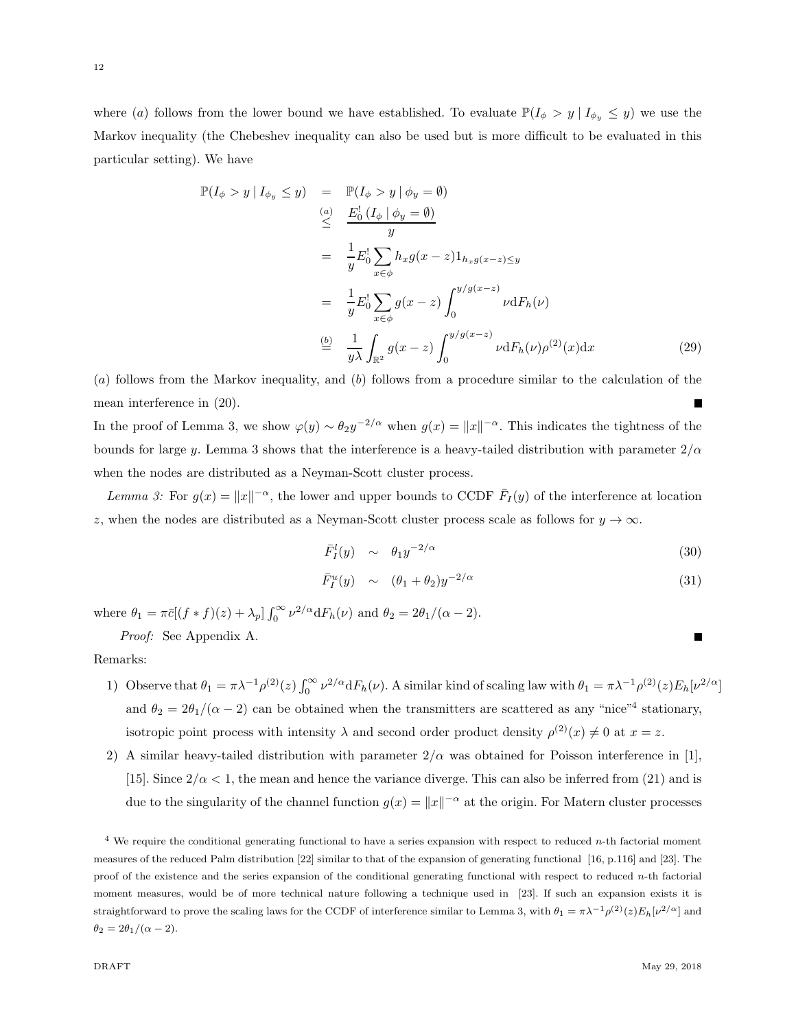where $(a)$ follows from the lower bound we have established. To evaluate $\mathbb{P}(I_\phi > y \mid I_{\phi_y} \leq y)$ we use the Markov inequality (the Chebeshev inequality can also be used but is more difficult to be evaluated in this particular setting). We have

$$
\begin{aligned}
\mathbb{P}(I_\phi > y \mid I_{\phi_y} \leq y) &= \mathbb{P}(I_\phi > y \mid \phi_y = \emptyset) \\
&\overset{(a)}{\leq} \frac{E_0^!\left(I_\phi \mid \phi_y = \emptyset\right)}{y} \\
&= \frac{1}{y} E_0^! \sum_{x \in \phi} h_x g(x-z) 1_{h_x g(x-z) \leq y} \\
&= \frac{1}{y} E_0^! \sum_{x \in \phi} g(x-z) \int_0^{y/g(x-z)} \nu \mathrm{d}F_h(\nu) \\
&\overset{(b)}{=} \frac{1}{y\lambda} \int_{\mathbb{R}^2} g(x-z) \int_0^{y/g(x-z)} \nu \mathrm{d}F_h(\nu) \rho^{(2)}(x) \mathrm{d}x
\end{aligned} \tag{29}
$$

$(a)$ follows from the Markov inequality, and $(b)$ follows from a procedure similar to the calculation of the mean interference in (20). ∎

In the proof of Lemma 3, we show $\varphi(y) \sim \theta_2 y^{-2/\alpha}$ when $g(x) = \|x\|^{-\alpha}$. This indicates the tightness of the bounds for large $y$. Lemma 3 shows that the interference is a heavy-tailed distribution with parameter $2/\alpha$ when the nodes are distributed as a Neyman-Scott cluster process.

*Lemma 3:* For $g(x) = \|x\|^{-\alpha}$, the lower and upper bounds to CCDF $\bar{F}_I(y)$ of the interference at location $z$, when the nodes are distributed as a Neyman-Scott cluster process scale as follows for $y \to \infty$.

$$
\bar{F}_I^l(y) \sim \theta_1 y^{-2/\alpha} \tag{30}
$$

$$
\bar{F}_I^u(y) \sim (\theta_1 + \theta_2) y^{-2/\alpha} \tag{31}
$$

where $\theta_1 = \pi \bar{c}[(f * f)(z) + \lambda_p] \int_0^\infty \nu^{2/\alpha} \mathrm{d}F_h(\nu)$ and $\theta_2 = 2\theta_1/(\alpha - 2)$.

*Proof:* See Appendix A. ∎

Remarks:

1) Observe that $\theta_1 = \pi \lambda^{-1} \rho^{(2)}(z) \int_0^\infty \nu^{2/\alpha} \mathrm{d}F_h(\nu)$. A similar kind of scaling law with $\theta_1 = \pi \lambda^{-1} \rho^{(2)}(z) E_h[\nu^{2/\alpha}]$ and $\theta_2 = 2\theta_1/(\alpha - 2)$ can be obtained when the transmitters are scattered as any "nice"[4] stationary, isotropic point process with intensity $\lambda$ and second order product density $\rho^{(2)}(x) \neq 0$ at $x = z$.
2) A similar heavy-tailed distribution with parameter $2/\alpha$ was obtained for Poisson interference in [1], [15]. Since $2/\alpha < 1$, the mean and hence the variance diverge. This can also be inferred from (21) and is due to the singularity of the channel function $g(x) = \|x\|^{-\alpha}$ at the origin. For Matern cluster processes

[4] We require the conditional generating functional to have a series expansion with respect to reduced $n$-th factorial moment measures of the reduced Palm distribution [22] similar to that of the expansion of generating functional [16, p.116] and [23]. The proof of the existence and the series expansion of the conditional generating functional with respect to reduced $n$-th factorial moment measures, would be of more technical nature following a technique used in [23]. If such an expansion exists it is straightforward to prove the scaling laws for the CCDF of interference similar to Lemma 3, with $\theta_1 = \pi \lambda^{-1} \rho^{(2)}(z) E_h[\nu^{2/\alpha}]$ and $\theta_2 = 2\theta_1/(\alpha - 2)$.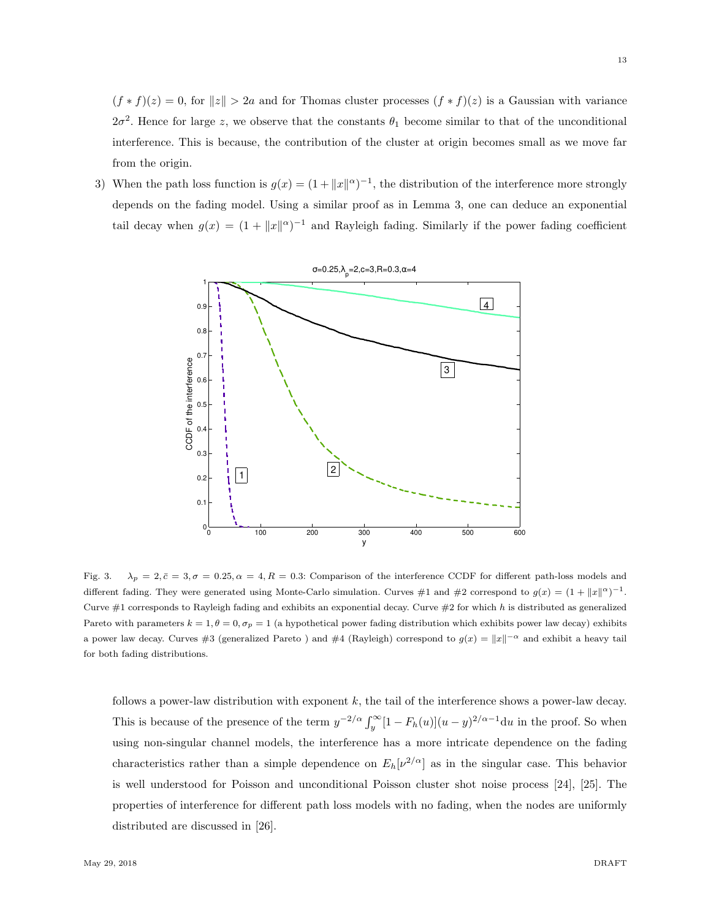$(f * f)(z) = 0$, for $\|z\| > 2a$ and for Thomas cluster processes $(f * f)(z)$ is a Gaussian with variance $2\sigma^2$. Hence for large $z$, we observe that the constants $\theta_1$ become similar to that of the unconditional interference. This is because, the contribution of the cluster at origin becomes small as we move far from the origin.

3) When the path loss function is $g(x) = (1 + \|x\|^\alpha)^{-1}$, the distribution of the interference more strongly depends on the fading model. Using a similar proof as in Lemma 3, one can deduce an exponential tail decay when $g(x) = (1 + \|x\|^\alpha)^{-1}$ and Rayleigh fading. Similarly if the power fading coefficient follows a power-law distribution with exponent $k$, the tail of the interference shows a power-law decay. This is because of the presence of the term $y^{-2/\alpha}\int_y^\infty [1 - F_h(u)](u - y)^{2/\alpha - 1}\mathrm{d}u$ in the proof. So when using non-singular channel models, the interference has a more intricate dependence on the fading characteristics rather than a simple dependence on $E_h[\nu^{2/\alpha}]$ as in the singular case. This behavior is well understood for Poisson and unconditional Poisson cluster shot noise process [24], [25]. The properties of interference for different path loss models with no fading, when the nodes are uniformly distributed are discussed in [26].

Fig. 3. $\lambda_p = 2, \bar{c} = 3, \sigma = 0.25, \alpha = 4, R = 0.3$: Comparison of the interference CCDF for different path-loss models and different fading. They were generated using Monte-Carlo simulation. Curves #1 and #2 correspond to $g(x) = (1 + \|x\|^\alpha)^{-1}$. Curve #1 corresponds to Rayleigh fading and exhibits an exponential decay. Curve #2 for which $h$ is distributed as generalized Pareto with parameters $k = 1, \theta = 0, \sigma_p = 1$ (a hypothetical power fading distribution which exhibits power law decay) exhibits a power law decay. Curves #3 (generalized Pareto ) and #4 (Rayleigh) correspond to $g(x) = \|x\|^{-\alpha}$ and exhibit a heavy tail for both fading distributions.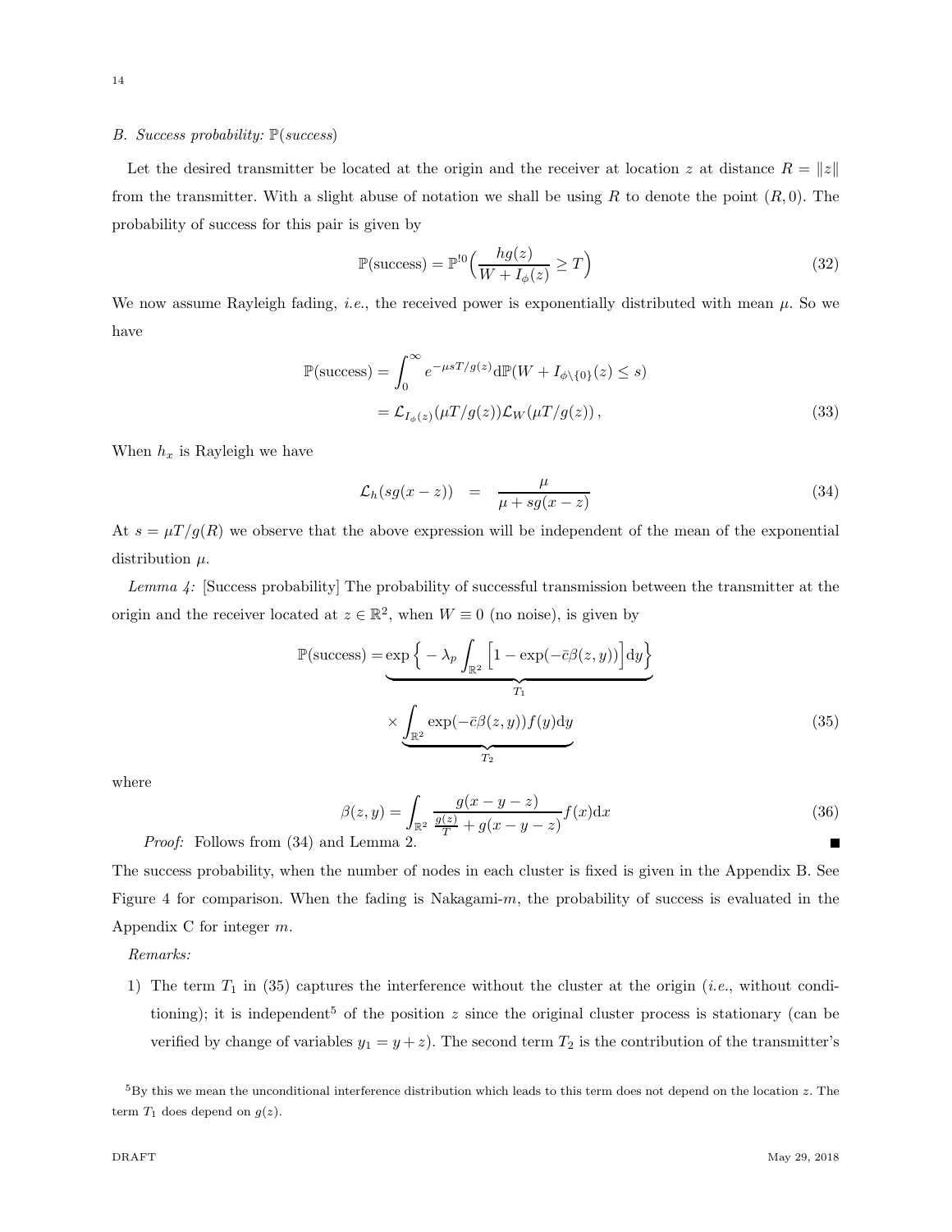### B. Success probability: $\mathbb{P}(success)$

Let the desired transmitter be located at the origin and the receiver at location $z$ at distance $R = \|z\|$ from the transmitter. With a slight abuse of notation we shall be using $R$ to denote the point $(R, 0)$. The probability of success for this pair is given by

$$\mathbb{P}(\text{success}) = \mathbb{P}^{!0}\Big(\frac{hg(z)}{W + I_\phi(z)} \geq T\Big) \tag{32}$$

We now assume Rayleigh fading, *i.e.*, the received power is exponentially distributed with mean $\mu$. So we have

$$\begin{aligned}\mathbb{P}(\text{success}) &= \int_0^\infty e^{-\mu s T/g(z)} \mathrm{d}\mathbb{P}(W + I_{\phi\setminus\{0\}}(z) \leq s) \\ &= \mathcal{L}_{I_\phi(z)}(\mu T/g(z))\mathcal{L}_W(\mu T/g(z)),\end{aligned} \tag{33}$$

When $h_x$ is Rayleigh we have

$$\mathcal{L}_h(sg(x-z)) \quad = \quad \frac{\mu}{\mu + sg(x-z)} \tag{34}$$

At $s = \mu T/g(R)$ we observe that the above expression will be independent of the mean of the exponential distribution $\mu$.

*Lemma 4:* [Success probability] The probability of successful transmission between the transmitter at the origin and the receiver located at $z \in \mathbb{R}^2$, when $W \equiv 0$ (no noise), is given by

$$\begin{aligned}\mathbb{P}(\text{success}) = &\underbrace{\exp\Big\{-\lambda_p \int_{\mathbb{R}^2} \Big[1 - \exp(-\bar{c}\beta(z,y))\Big]\mathrm{d}y\Big\}}_{T_1} \\ &\times \underbrace{\int_{\mathbb{R}^2} \exp(-\bar{c}\beta(z,y)) f(y)\mathrm{d}y}_{T_2}\end{aligned} \tag{35}$$

where

$$\beta(z,y) = \int_{\mathbb{R}^2} \frac{g(x-y-z)}{\frac{g(z)}{T} + g(x-y-z)} f(x)\mathrm{d}x \tag{36}$$

*Proof:* Follows from (34) and Lemma 2. ■

The success probability, when the number of nodes in each cluster is fixed is given in the Appendix B. See Figure 4 for comparison. When the fading is Nakagami-$m$, the probability of success is evaluated in the Appendix C for integer $m$.

*Remarks:*

1) The term $T_1$ in (35) captures the interference without the cluster at the origin (*i.e.*, without conditioning); it is independent[5] of the position $z$ since the original cluster process is stationary (can be verified by change of variables $y_1 = y + z$). The second term $T_2$ is the contribution of the transmitter's

[5] By this we mean the unconditional interference distribution which leads to this term does not depend on the location $z$. The term $T_1$ does depend on $g(z)$.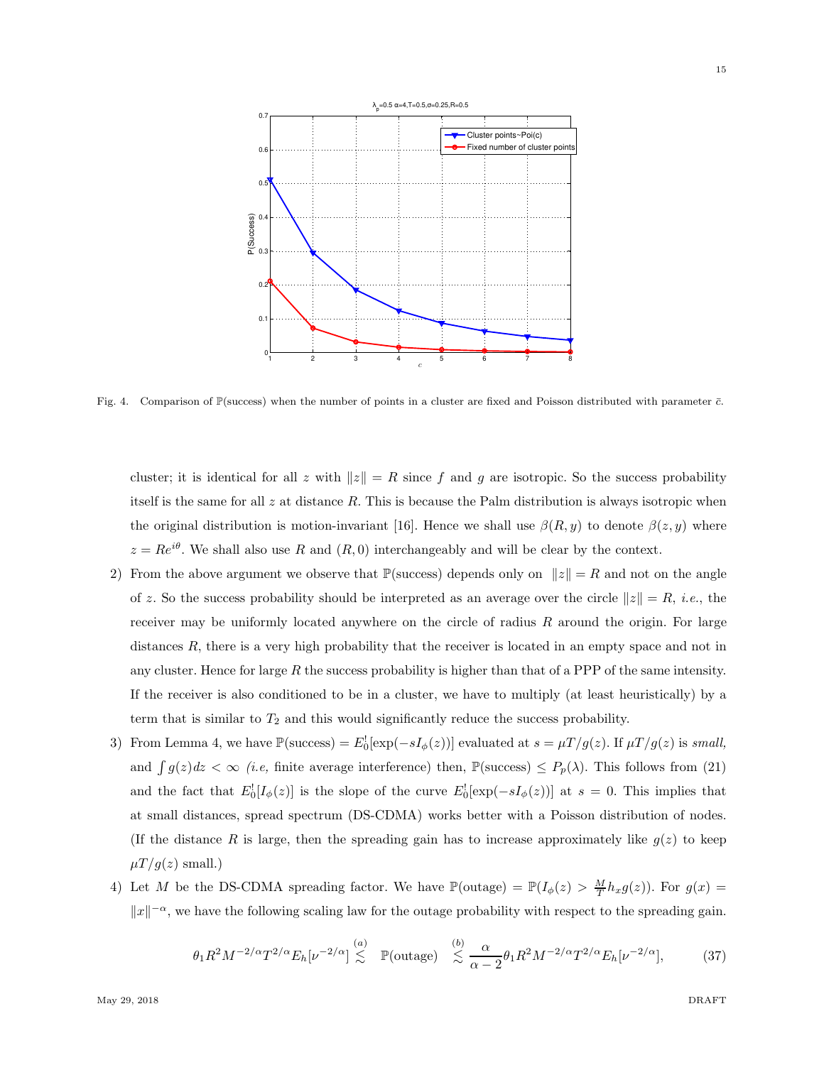Fig. 4. Comparison of $\mathbb{P}$(success) when the number of points in a cluster are fixed and Poisson distributed with parameter $\bar{c}$.

cluster; it is identical for all $z$ with $\|z\| = R$ since $f$ and $g$ are isotropic. So the success probability itself is the same for all $z$ at distance $R$. This is because the Palm distribution is always isotropic when the original distribution is motion-invariant [16]. Hence we shall use $\beta(R, y)$ to denote $\beta(z, y)$ where $z = Re^{i\theta}$. We shall also use $R$ and $(R, 0)$ interchangeably and will be clear by the context.

2) From the above argument we observe that $\mathbb{P}$(success) depends only on $\|z\| = R$ and not on the angle of $z$. So the success probability should be interpreted as an average over the circle $\|z\| = R$, *i.e.*, the receiver may be uniformly located anywhere on the circle of radius $R$ around the origin. For large distances $R$, there is a very high probability that the receiver is located in an empty space and not in any cluster. Hence for large $R$ the success probability is higher than that of a PPP of the same intensity. If the receiver is also conditioned to be in a cluster, we have to multiply (at least heuristically) by a term that is similar to $T_2$ and this would significantly reduce the success probability.

3) From Lemma 4, we have $\mathbb{P}(\text{success}) = E_0^!\left[\exp(-sI_\phi(z))\right]$ evaluated at $s = \mu T/g(z)$. If $\mu T/g(z)$ is *small,* and $\int g(z)dz < \infty$ *(i.e,* finite average interference) then, $\mathbb{P}(\text{success}) \leq P_p(\lambda)$. This follows from (21) and the fact that $E_0^![I_\phi(z)]$ is the slope of the curve $E_0^![\exp(-sI_\phi(z))]$ at $s = 0$. This implies that at small distances, spread spectrum (DS-CDMA) works better with a Poisson distribution of nodes. (If the distance $R$ is large, then the spreading gain has to increase approximately like $g(z)$ to keep $\mu T/g(z)$ small.)

4) Let $M$ be the DS-CDMA spreading factor. We have $\mathbb{P}(\text{outage}) = \mathbb{P}(I_\phi(z) > \frac{M}{T} h_x g(z))$. For $g(x) = \|x\|^{-\alpha}$, we have the following scaling law for the outage probability with respect to the spreading gain.

$$\theta_1 R^2 M^{-2/\alpha} T^{2/\alpha} E_h[\nu^{-2/\alpha}] \overset{(a)}{\lesssim} \mathbb{P}(\text{outage}) \overset{(b)}{\lesssim} \frac{\alpha}{\alpha - 2} \theta_1 R^2 M^{-2/\alpha} T^{2/\alpha} E_h[\nu^{-2/\alpha}], \tag{37}$$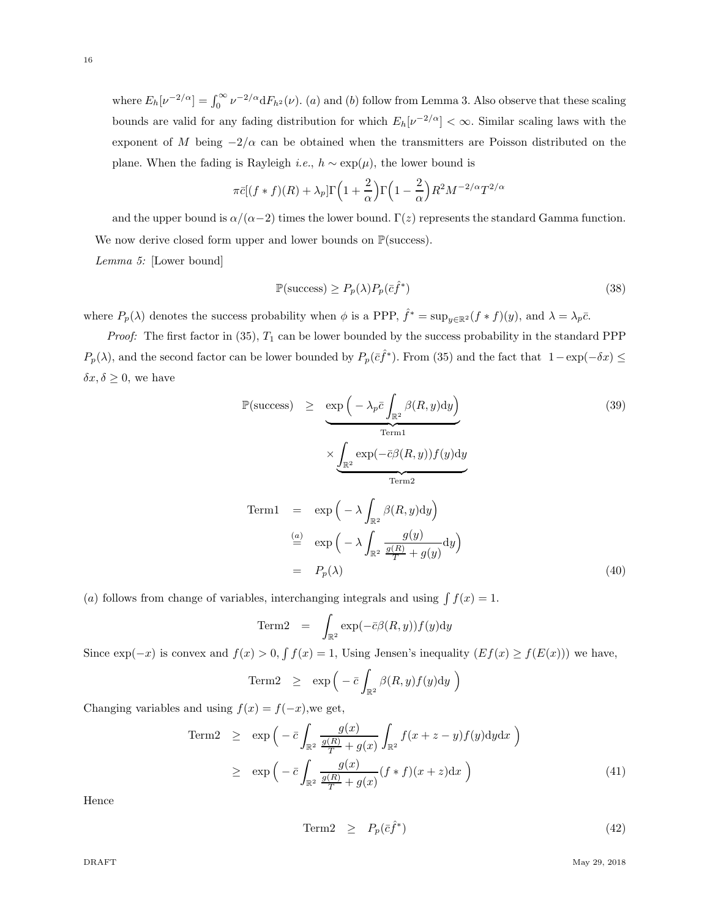where $E_h[\nu^{-2/\alpha}] = \int_0^\infty \nu^{-2/\alpha} \mathrm{d}F_{h^2}(\nu)$. $(a)$ and $(b)$ follow from Lemma 3. Also observe that these scaling bounds are valid for any fading distribution for which $E_h[\nu^{-2/\alpha}] < \infty$. Similar scaling laws with the exponent of $M$ being $-2/\alpha$ can be obtained when the transmitters are Poisson distributed on the plane. When the fading is Rayleigh *i.e.*, $h \sim \exp(\mu)$, the lower bound is

$$\pi\bar{c}[(f*f)(R)+\lambda_p]\Gamma\Big(1+\frac{2}{\alpha}\Big)\Gamma\Big(1-\frac{2}{\alpha}\Big)R^2M^{-2/\alpha}T^{2/\alpha}$$

and the upper bound is $\alpha/(\alpha-2)$ times the lower bound. $\Gamma(z)$ represents the standard Gamma function.

We now derive closed form upper and lower bounds on $\mathbb{P}(\text{success})$.

*Lemma 5:* [Lower bound]

$$\mathbb{P}(\text{success}) \geq P_p(\lambda)P_p(\bar{c}\hat{f}^*) \tag{38}$$

where $P_p(\lambda)$ denotes the success probability when $\phi$ is a PPP, $\hat{f}^* = \sup_{y\in\mathbb{R}^2}(f*f)(y)$, and $\lambda = \lambda_p\bar{c}$.

*Proof:* The first factor in (35), $T_1$ can be lower bounded by the success probability in the standard PPP $P_p(\lambda)$, and the second factor can be lower bounded by $P_p(\bar{c}\hat{f}^*)$. From (35) and the fact that $1-\exp(-\delta x) \leq \delta x, \delta \geq 0$, we have

$$\mathbb{P}(\text{success}) \;\geq\; \underbrace{\exp\Big(-\lambda_p\bar{c}\int_{\mathbb{R}^2}\beta(R,y)\mathrm{d}y\Big)}_{\text{Term1}} \times \underbrace{\int_{\mathbb{R}^2}\exp(-\bar{c}\beta(R,y))f(y)\mathrm{d}y}_{\text{Term2}} \tag{39}$$

$$\begin{aligned}
\text{Term1} &= \exp\Big(-\lambda\int_{\mathbb{R}^2}\beta(R,y)\mathrm{d}y\Big)\\
&\overset{(a)}{=} \exp\Big(-\lambda\int_{\mathbb{R}^2}\frac{g(y)}{\frac{g(R)}{T}+g(y)}\mathrm{d}y\Big)\\
&= P_p(\lambda)
\end{aligned} \tag{40}$$

$(a)$ follows from change of variables, interchanging integrals and using $\int f(x) = 1$.

$$\text{Term2} \;=\; \int_{\mathbb{R}^2}\exp(-\bar{c}\beta(R,y))f(y)\mathrm{d}y$$

Since $\exp(-x)$ is convex and $f(x) > 0, \int f(x) = 1$, Using Jensen's inequality ($Ef(x) \geq f(E(x))$) we have,

$$\text{Term2} \;\geq\; \exp\Big(-\bar{c}\int_{\mathbb{R}^2}\beta(R,y)f(y)\mathrm{d}y\Big)$$

Changing variables and using $f(x) = f(-x)$,we get,

$$\begin{aligned}
\text{Term2} &\geq \exp\Big(-\bar{c}\int_{\mathbb{R}^2}\frac{g(x)}{\frac{g(R)}{T}+g(x)}\int_{\mathbb{R}^2}f(x+z-y)f(y)\mathrm{d}y\mathrm{d}x\Big)\\
&\geq \exp\Big(-\bar{c}\int_{\mathbb{R}^2}\frac{g(x)}{\frac{g(R)}{T}+g(x)}(f*f)(x+z)\mathrm{d}x\Big)
\end{aligned} \tag{41}$$

Hence

$$\text{Term2} \;\geq\; P_p(\bar{c}\hat{f}^*) \tag{42}$$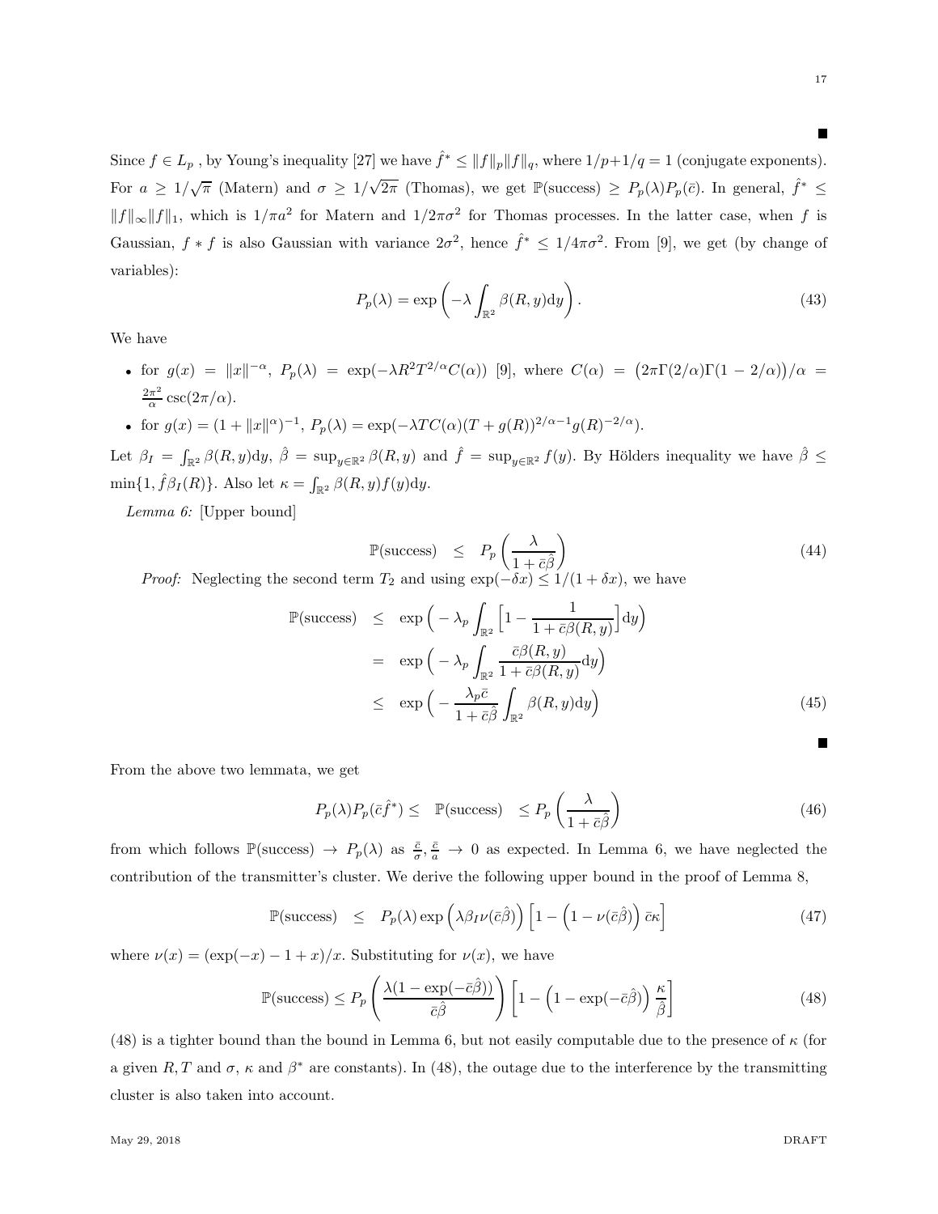■

Since $f \in L_p$ , by Young's inequality [27] we have $\hat{f}^* \leq \|f\|_p \|f\|_q$, where $1/p+1/q = 1$ (conjugate exponents). For $a \geq 1/\sqrt{\pi}$ (Matern) and $\sigma \geq 1/\sqrt{2\pi}$ (Thomas), we get $\mathbb{P}(\text{success}) \geq P_p(\lambda)P_p(\bar{c})$. In general, $\hat{f}^* \leq \|f\|_\infty \|f\|_1$, which is $1/\pi a^2$ for Matern and $1/2\pi\sigma^2$ for Thomas processes. In the latter case, when $f$ is Gaussian, $f * f$ is also Gaussian with variance $2\sigma^2$, hence $\hat{f}^* \leq 1/4\pi\sigma^2$. From [9], we get (by change of variables):

$$P_p(\lambda) = \exp\left(-\lambda \int_{\mathbb{R}^2} \beta(R, y)\mathrm{d}y\right). \tag{43}$$

We have

- for $g(x) = \|x\|^{-\alpha}$, $P_p(\lambda) = \exp(-\lambda R^2 T^{2/\alpha} C(\alpha))$ [9], where $C(\alpha) = \big(2\pi\Gamma(2/\alpha)\Gamma(1-2/\alpha)\big)/\alpha = \frac{2\pi^2}{\alpha}\csc(2\pi/\alpha)$.
- for $g(x) = (1+\|x\|^\alpha)^{-1}$, $P_p(\lambda) = \exp(-\lambda T C(\alpha)(T+g(R))^{2/\alpha-1}g(R)^{-2/\alpha})$.

Let $\beta_I = \int_{\mathbb{R}^2} \beta(R, y)\mathrm{d}y$, $\hat{\beta} = \sup_{y\in\mathbb{R}^2} \beta(R, y)$ and $\hat{f} = \sup_{y\in\mathbb{R}^2} f(y)$. By Hölders inequality we have $\hat{\beta} \leq \min\{1, \hat{f}\beta_I(R)\}$. Also let $\kappa = \int_{\mathbb{R}^2} \beta(R, y)f(y)\mathrm{d}y$.

*Lemma 6:* [Upper bound]

$$\mathbb{P}(\text{success}) \quad \leq \quad P_p\left(\frac{\lambda}{1+\bar{c}\hat{\beta}}\right) \tag{44}$$

*Proof:* Neglecting the second term $T_2$ and using $\exp(-\delta x) \leq 1/(1+\delta x)$, we have

$$\begin{aligned}
\mathbb{P}(\text{success}) \quad &\leq \quad \exp\Big(-\lambda_p \int_{\mathbb{R}^2} \Big[1 - \frac{1}{1+\bar{c}\beta(R, y)}\Big]\mathrm{d}y\Big) \\
&= \quad \exp\Big(-\lambda_p \int_{\mathbb{R}^2} \frac{\bar{c}\beta(R, y)}{1+\bar{c}\beta(R, y)}\mathrm{d}y\Big) \\
&\leq \quad \exp\Big(-\frac{\lambda_p \bar{c}}{1+\bar{c}\hat{\beta}} \int_{\mathbb{R}^2} \beta(R, y)\mathrm{d}y\Big)
\end{aligned} \tag{45}$$

■

From the above two lemmata, we get

$$P_p(\lambda)P_p(\bar{c}\hat{f}^*) \leq \quad \mathbb{P}(\text{success}) \quad \leq P_p\left(\frac{\lambda}{1+\bar{c}\hat{\beta}}\right) \tag{46}$$

from which follows $\mathbb{P}(\text{success}) \to P_p(\lambda)$ as $\frac{\bar{c}}{\sigma}, \frac{\bar{c}}{a} \to 0$ as expected. In Lemma 6, we have neglected the contribution of the transmitter's cluster. We derive the following upper bound in the proof of Lemma 8,

$$\mathbb{P}(\text{success}) \quad \leq \quad P_p(\lambda)\exp\Big(\lambda\beta_I\nu(\bar{c}\hat{\beta})\Big)\Big[1 - \Big(1-\nu(\bar{c}\hat{\beta})\Big)\bar{c}\kappa\Big] \tag{47}$$

where $\nu(x) = (\exp(-x) - 1 + x)/x$. Substituting for $\nu(x)$, we have

$$\mathbb{P}(\text{success}) \leq P_p\left(\frac{\lambda(1-\exp(-\bar{c}\hat{\beta}))}{\bar{c}\hat{\beta}}\right)\left[1 - \Big(1-\exp(-\bar{c}\hat{\beta})\Big)\frac{\kappa}{\hat{\beta}}\right] \tag{48}$$

(48) is a tighter bound than the bound in Lemma 6, but not easily computable due to the presence of $\kappa$ (for a given $R, T$ and $\sigma$, $\kappa$ and $\beta^*$ are constants). In (48), the outage due to the interference by the transmitting cluster is also taken into account.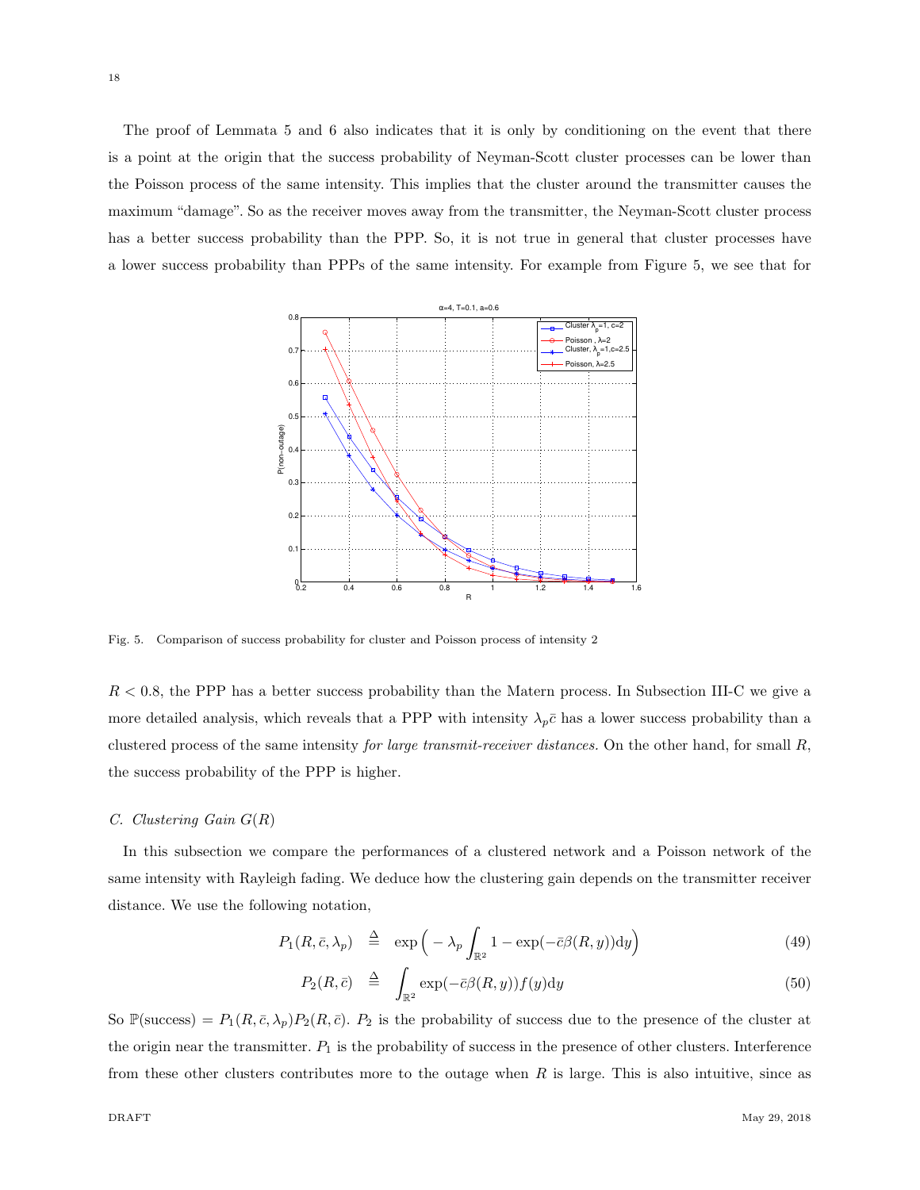The proof of Lemmata 5 and 6 also indicates that it is only by conditioning on the event that there is a point at the origin that the success probability of Neyman-Scott cluster processes can be lower than the Poisson process of the same intensity. This implies that the cluster around the transmitter causes the maximum "damage". So as the receiver moves away from the transmitter, the Neyman-Scott cluster process has a better success probability than the PPP. So, it is not true in general that cluster processes have a lower success probability than PPPs of the same intensity. For example from Figure 5, we see that for

Fig. 5. Comparison of success probability for cluster and Poisson process of intensity 2

$R < 0.8$, the PPP has a better success probability than the Matern process. In Subsection III-C we give a more detailed analysis, which reveals that a PPP with intensity $\lambda_p \bar{c}$ has a lower success probability than a clustered process of the same intensity *for large transmit-receiver distances.* On the other hand, for small $R$, the success probability of the PPP is higher.

### C. Clustering Gain $G(R)$

In this subsection we compare the performances of a clustered network and a Poisson network of the same intensity with Rayleigh fading. We deduce how the clustering gain depends on the transmitter receiver distance. We use the following notation,

$$P_1(R, \bar{c}, \lambda_p) \triangleq \exp\Big( -\lambda_p \int_{\mathbb{R}^2} 1 - \exp(-\bar{c}\beta(R, y))\mathrm{d}y\Big) \tag{49}$$

$$P_2(R, \bar{c}) \triangleq \int_{\mathbb{R}^2} \exp(-\bar{c}\beta(R, y)) f(y)\mathrm{d}y \tag{50}$$

So $\mathbb{P}(\text{success}) = P_1(R, \bar{c}, \lambda_p) P_2(R, \bar{c})$. $P_2$ is the probability of success due to the presence of the cluster at the origin near the transmitter. $P_1$ is the probability of success in the presence of other clusters. Interference from these other clusters contributes more to the outage when $R$ is large. This is also intuitive, since as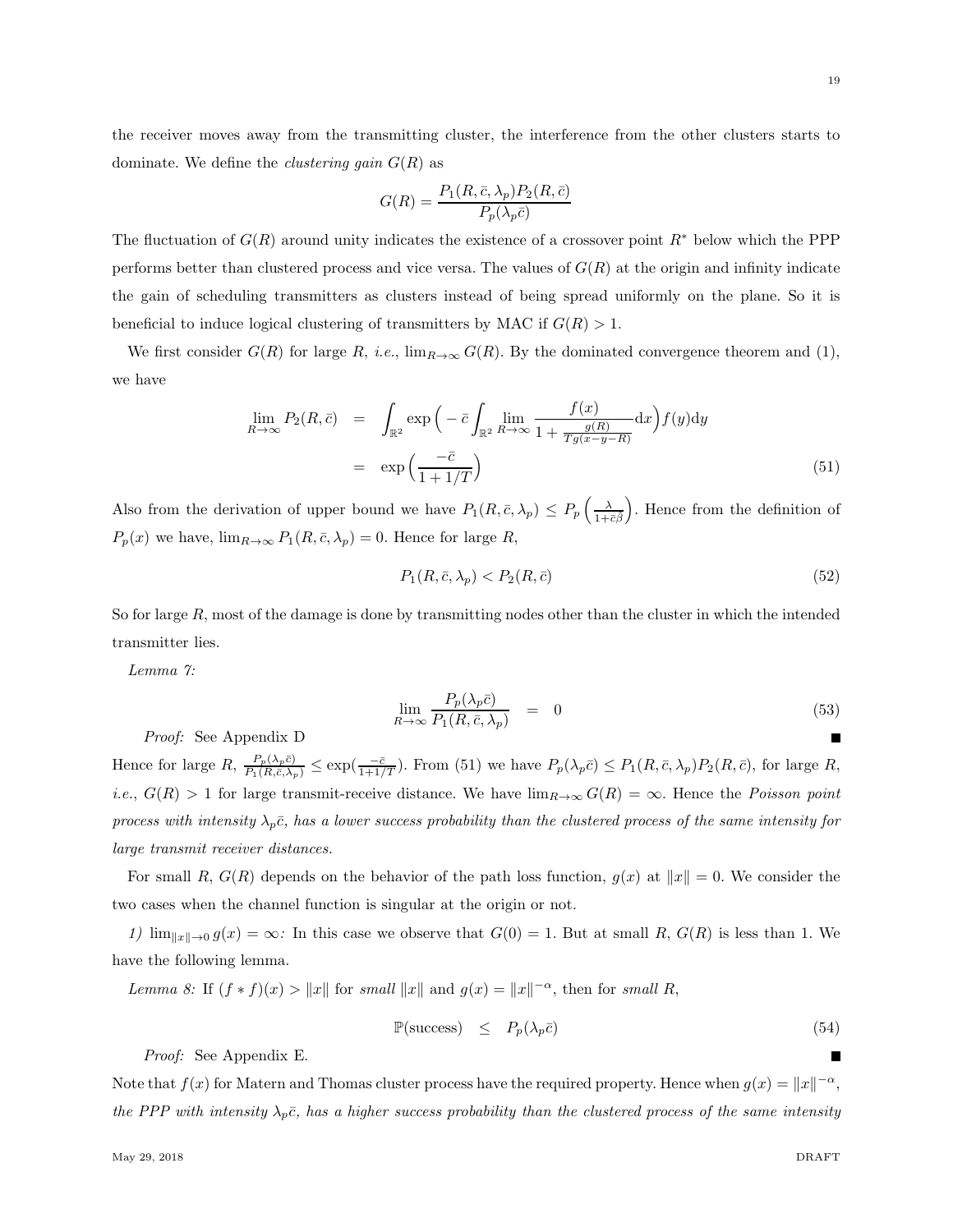the receiver moves away from the transmitting cluster, the interference from the other clusters starts to dominate. We define the *clustering gain* $G(R)$ as

$$G(R) = \frac{P_1(R, \bar{c}, \lambda_p) P_2(R, \bar{c})}{P_p(\lambda_p \bar{c})}$$

The fluctuation of $G(R)$ around unity indicates the existence of a crossover point $R^*$ below which the PPP performs better than clustered process and vice versa. The values of $G(R)$ at the origin and infinity indicate the gain of scheduling transmitters as clusters instead of being spread uniformly on the plane. So it is beneficial to induce logical clustering of transmitters by MAC if $G(R) > 1$.

We first consider $G(R)$ for large $R$, *i.e.*, $\lim_{R\to\infty} G(R)$. By the dominated convergence theorem and (1), we have

$$\begin{aligned}
\lim_{R\to\infty} P_2(R, \bar{c}) &= \int_{\mathbb{R}^2} \exp\Big( -\bar{c} \int_{\mathbb{R}^2} \lim_{R\to\infty} \frac{f(x)}{1 + \frac{g(R)}{Tg(x-y-R)}} \mathrm{d}x \Big) f(y) \mathrm{d}y \\
&= \exp\Big( \frac{-\bar{c}}{1 + 1/T} \Big) \qquad (51)
\end{aligned}$$

Also from the derivation of upper bound we have $P_1(R, \bar{c}, \lambda_p) \leq P_p\left(\frac{\lambda}{1+\bar{c}\bar{\beta}}\right)$. Hence from the definition of $P_p(x)$ we have, $\lim_{R\to\infty} P_1(R, \bar{c}, \lambda_p) = 0$. Hence for large $R$,

$$P_1(R, \bar{c}, \lambda_p) < P_2(R, \bar{c}) \qquad (52)$$

So for large $R$, most of the damage is done by transmitting nodes other than the cluster in which the intended transmitter lies.

*Lemma 7:*

$$\lim_{R\to\infty} \frac{P_p(\lambda_p \bar{c})}{P_1(R, \bar{c}, \lambda_p)} = 0 \qquad (53)$$

*Proof:* See Appendix D ■

Hence for large $R$, $\frac{P_p(\lambda_p \bar{c})}{P_1(R, \bar{c}, \lambda_p)} \leq \exp(\frac{-\bar{c}}{1+1/T})$. From (51) we have $P_p(\lambda_p \bar{c}) \leq P_1(R, \bar{c}, \lambda_p) P_2(R, \bar{c})$, for large $R$, *i.e.*, $G(R) > 1$ for large transmit-receive distance. We have $\lim_{R\to\infty} G(R) = \infty$. Hence the *Poisson point process with intensity $\lambda_p \bar{c}$, has a lower success probability than the clustered process of the same intensity for large transmit receiver distances.*

For small $R$, $G(R)$ depends on the behavior of the path loss function, $g(x)$ at $\|x\| = 0$. We consider the two cases when the channel function is singular at the origin or not.

*1)* $\lim_{\|x\|\to 0} g(x) = \infty$*:* In this case we observe that $G(0) = 1$. But at small $R$, $G(R)$ is less than 1. We have the following lemma.

*Lemma 8:* If $(f * f)(x) > \|x\|$ for *small* $\|x\|$ and $g(x) = \|x\|^{-\alpha}$, then for *small* $R$,

$$\mathbb{P}(\text{success}) \leq P_p(\lambda_p \bar{c}) \qquad (54)$$

*Proof:* See Appendix E. ■

Note that $f(x)$ for Matern and Thomas cluster process have the required property. Hence when $g(x) = \|x\|^{-\alpha}$, *the PPP with intensity $\lambda_p \bar{c}$, has a higher success probability than the clustered process of the same intensity*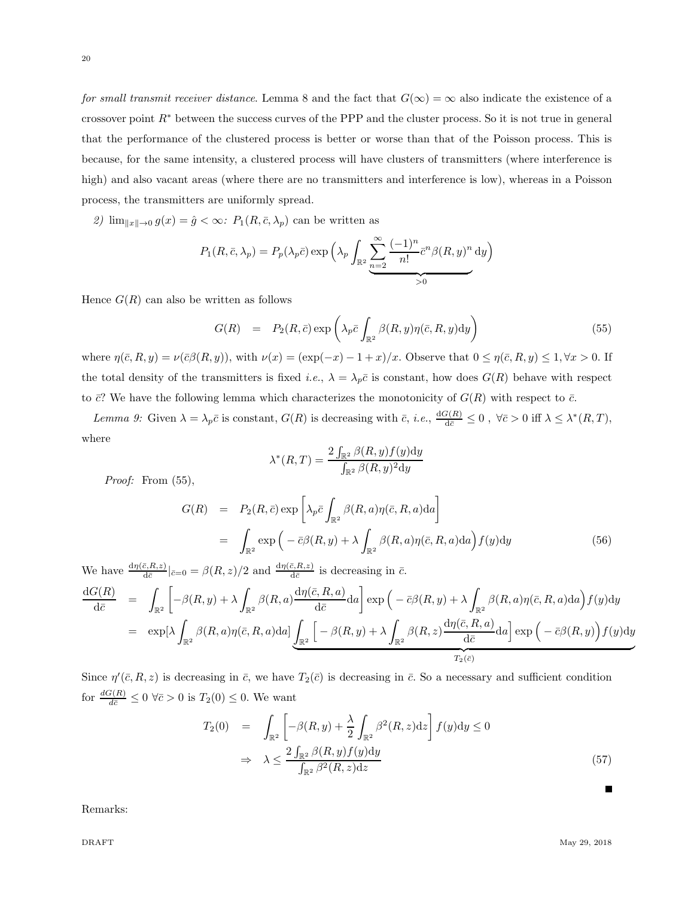*for small transmit receiver distance*. Lemma 8 and the fact that $G(\infty) = \infty$ also indicate the existence of a crossover point $R^*$ between the success curves of the PPP and the cluster process. So it is not true in general that the performance of the clustered process is better or worse than that of the Poisson process. This is because, for the same intensity, a clustered process will have clusters of transmitters (where interference is high) and also vacant areas (where there are no transmitters and interference is low), whereas in a Poisson process, the transmitters are uniformly spread.

*2)* $\lim_{\|x\|\to 0} g(x) = \hat{g} < \infty$*:* $P_1(R, \bar{c}, \lambda_p)$ can be written as

$$P_1(R, \bar{c}, \lambda_p) = P_p(\lambda_p \bar{c}) \exp\Big(\lambda_p \int_{\mathbb{R}^2} \underbrace{\sum_{n=2}^{\infty} \frac{(-1)^n}{n!} \bar{c}^n \beta(R, y)^n \, \mathrm{d}y}_{>0}\Big)$$

Hence $G(R)$ can also be written as follows

$$G(R) \;\;=\;\; P_2(R, \bar{c}) \exp\left(\lambda_p \bar{c} \int_{\mathbb{R}^2} \beta(R, y) \eta(\bar{c}, R, y) \mathrm{d}y\right) \tag{55}$$

where $\eta(\bar{c}, R, y) = \nu(\bar{c}\beta(R, y))$, with $\nu(x) = (\exp(-x) - 1 + x)/x$. Observe that $0 \le \eta(\bar{c}, R, y) \le 1, \forall x > 0$. If the total density of the transmitters is fixed *i.e.*, $\lambda = \lambda_p \bar{c}$ is constant, how does $G(R)$ behave with respect to $\bar{c}$? We have the following lemma which characterizes the monotonicity of $G(R)$ with respect to $\bar{c}$.

*Lemma 9:* Given $\lambda = \lambda_p \bar{c}$ is constant, $G(R)$ is decreasing with $\bar{c}$, *i.e.*, $\frac{\mathrm{d}G(R)}{\mathrm{d}\bar{c}} \le 0$ , $\forall \bar{c} > 0$ iff $\lambda \le \lambda^*(R, T)$, where

$$\lambda^*(R, T) = \frac{2 \int_{\mathbb{R}^2} \beta(R, y) f(y) \mathrm{d}y}{\int_{\mathbb{R}^2} \beta(R, y)^2 \mathrm{d}y}$$

*Proof:* From (55),

$$\begin{aligned} G(R) &= P_2(R, \bar{c}) \exp\left[\lambda_p \bar{c} \int_{\mathbb{R}^2} \beta(R, a) \eta(\bar{c}, R, a) \mathrm{d}a\right] \\ &= \int_{\mathbb{R}^2} \exp\Big(-\bar{c}\beta(R, y) + \lambda \int_{\mathbb{R}^2} \beta(R, a) \eta(\bar{c}, R, a) \mathrm{d}a\Big) f(y) \mathrm{d}y \end{aligned} \tag{56}$$

We have $\frac{\mathrm{d}\eta(\bar{c}, R, z)}{\mathrm{d}\bar{c}}|_{\bar{c}=0} = \beta(R, z)/2$ and $\frac{\mathrm{d}\eta(\bar{c}, R, z)}{\mathrm{d}\bar{c}}$ is decreasing in $\bar{c}$.

$$\begin{aligned} \frac{\mathrm{d}G(R)}{\mathrm{d}\bar{c}} &= \int_{\mathbb{R}^2} \left[-\beta(R, y) + \lambda \int_{\mathbb{R}^2} \beta(R, a) \frac{\mathrm{d}\eta(\bar{c}, R, a)}{\mathrm{d}\bar{c}} \mathrm{d}a\right] \exp\Big(-\bar{c}\beta(R, y) + \lambda \int_{\mathbb{R}^2} \beta(R, a) \eta(\bar{c}, R, a) \mathrm{d}a\Big) f(y) \mathrm{d}y \\ &= \exp[\lambda \int_{\mathbb{R}^2} \beta(R, a) \eta(\bar{c}, R, a) \mathrm{d}a] \underbrace{\int_{\mathbb{R}^2} \Big[-\beta(R, y) + \lambda \int_{\mathbb{R}^2} \beta(R, z) \frac{\mathrm{d}\eta(\bar{c}, R, a)}{\mathrm{d}\bar{c}} \mathrm{d}a\Big] \exp\Big(-\bar{c}\beta(R, y)\Big) f(y) \mathrm{d}y}_{T_2(\bar{c})} \end{aligned}$$

Since $\eta'(\bar{c}, R, z)$ is decreasing in $\bar{c}$, we have $T_2(\bar{c})$ is decreasing in $\bar{c}$. So a necessary and sufficient condition for $\frac{dG(R)}{d\bar{c}} \le 0$ $\forall \bar{c} > 0$ is $T_2(0) \le 0$. We want

$$\begin{aligned} T_2(0) &= \int_{\mathbb{R}^2} \left[-\beta(R, y) + \frac{\lambda}{2} \int_{\mathbb{R}^2} \beta^2(R, z) \mathrm{d}z\right] f(y) \mathrm{d}y \le 0 \\ &\Rightarrow \quad \lambda \le \frac{2 \int_{\mathbb{R}^2} \beta(R, y) f(y) \mathrm{d}y}{\int_{\mathbb{R}^2} \beta^2(R, z) \mathrm{d}z} \end{aligned} \tag{57}$$

■

Remarks: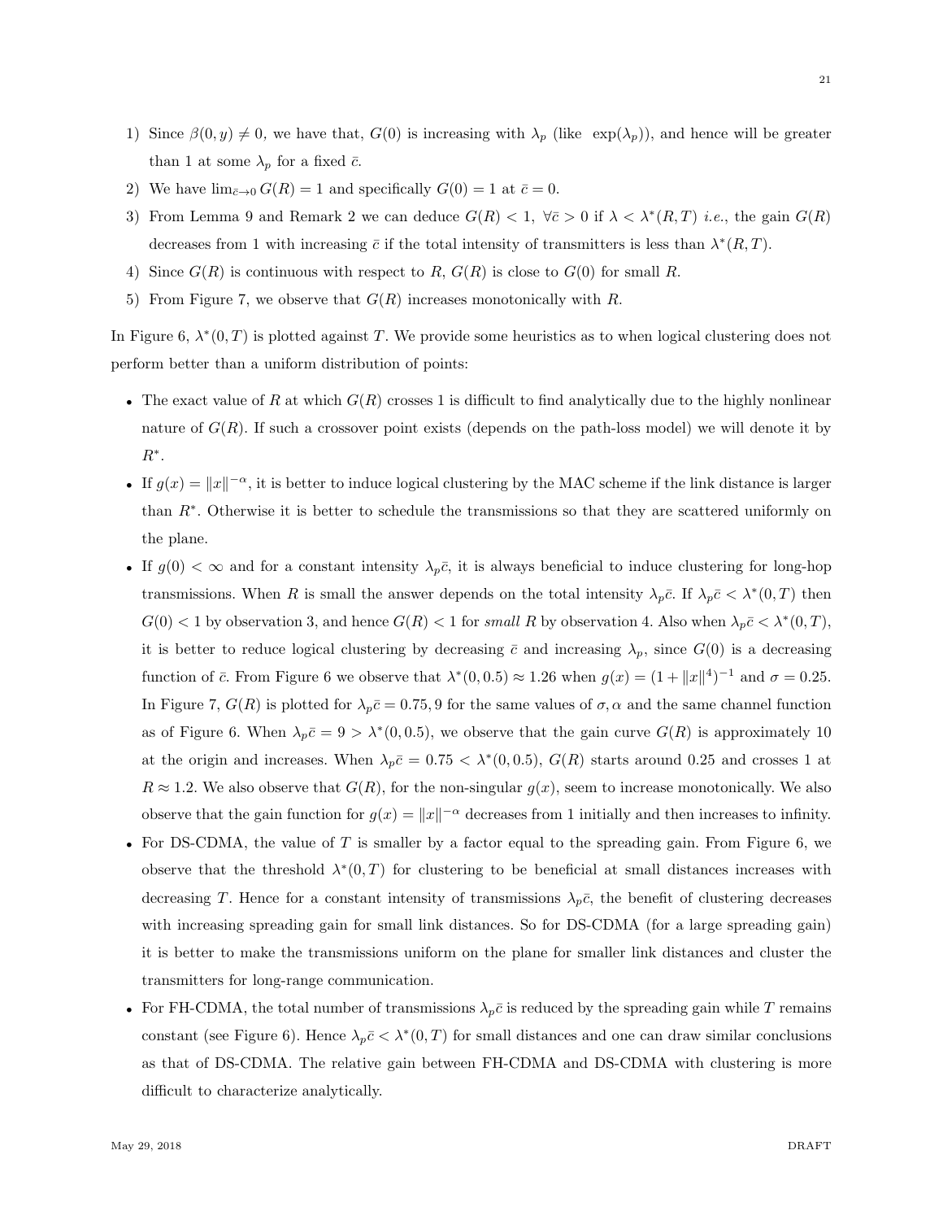1) Since $\beta(0, y) \neq 0$, we have that, $G(0)$ is increasing with $\lambda_p$ (like $\exp(\lambda_p)$), and hence will be greater than 1 at some $\lambda_p$ for a fixed $\bar{c}$.
2) We have $\lim_{\bar{c} \to 0} G(R) = 1$ and specifically $G(0) = 1$ at $\bar{c} = 0$.
3) From Lemma 9 and Remark 2 we can deduce $G(R) < 1$, $\forall \bar{c} > 0$ if $\lambda < \lambda^*(R, T)$ *i.e.*, the gain $G(R)$ decreases from 1 with increasing $\bar{c}$ if the total intensity of transmitters is less than $\lambda^*(R, T)$.
4) Since $G(R)$ is continuous with respect to $R$, $G(R)$ is close to $G(0)$ for small $R$.
5) From Figure 7, we observe that $G(R)$ increases monotonically with $R$.

In Figure 6, $\lambda^*(0, T)$ is plotted against $T$. We provide some heuristics as to when logical clustering does not perform better than a uniform distribution of points:

- The exact value of $R$ at which $G(R)$ crosses 1 is difficult to find analytically due to the highly nonlinear nature of $G(R)$. If such a crossover point exists (depends on the path-loss model) we will denote it by $R^*$.
- If $g(x) = \|x\|^{-\alpha}$, it is better to induce logical clustering by the MAC scheme if the link distance is larger than $R^*$. Otherwise it is better to schedule the transmissions so that they are scattered uniformly on the plane.
- If $g(0) < \infty$ and for a constant intensity $\lambda_p \bar{c}$, it is always beneficial to induce clustering for long-hop transmissions. When $R$ is small the answer depends on the total intensity $\lambda_p \bar{c}$. If $\lambda_p \bar{c} < \lambda^*(0, T)$ then $G(0) < 1$ by observation 3, and hence $G(R) < 1$ for *small* $R$ by observation 4. Also when $\lambda_p \bar{c} < \lambda^*(0, T)$, it is better to reduce logical clustering by decreasing $\bar{c}$ and increasing $\lambda_p$, since $G(0)$ is a decreasing function of $\bar{c}$. From Figure 6 we observe that $\lambda^*(0, 0.5) \approx 1.26$ when $g(x) = (1 + \|x\|^4)^{-1}$ and $\sigma = 0.25$. In Figure 7, $G(R)$ is plotted for $\lambda_p \bar{c} = 0.75, 9$ for the same values of $\sigma, \alpha$ and the same channel function as of Figure 6. When $\lambda_p \bar{c} = 9 > \lambda^*(0, 0.5)$, we observe that the gain curve $G(R)$ is approximately 10 at the origin and increases. When $\lambda_p \bar{c} = 0.75 < \lambda^*(0, 0.5)$, $G(R)$ starts around 0.25 and crosses 1 at $R \approx 1.2$. We also observe that $G(R)$, for the non-singular $g(x)$, seem to increase monotonically. We also observe that the gain function for $g(x) = \|x\|^{-\alpha}$ decreases from 1 initially and then increases to infinity.
- For DS-CDMA, the value of $T$ is smaller by a factor equal to the spreading gain. From Figure 6, we observe that the threshold $\lambda^*(0, T)$ for clustering to be beneficial at small distances increases with decreasing $T$. Hence for a constant intensity of transmissions $\lambda_p \bar{c}$, the benefit of clustering decreases with increasing spreading gain for small link distances. So for DS-CDMA (for a large spreading gain) it is better to make the transmissions uniform on the plane for smaller link distances and cluster the transmitters for long-range communication.
- For FH-CDMA, the total number of transmissions $\lambda_p \bar{c}$ is reduced by the spreading gain while $T$ remains constant (see Figure 6). Hence $\lambda_p \bar{c} < \lambda^*(0, T)$ for small distances and one can draw similar conclusions as that of DS-CDMA. The relative gain between FH-CDMA and DS-CDMA with clustering is more difficult to characterize analytically.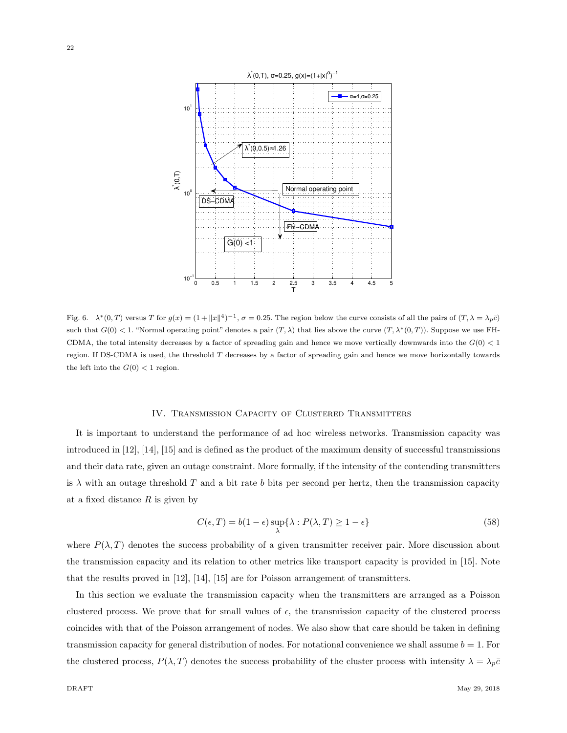Fig. 6. $\lambda^*(0,T)$ versus $T$ for $g(x) = (1 + \|x\|^4)^{-1}$, $\sigma = 0.25$. The region below the curve consists of all the pairs of $(T, \lambda = \lambda_p \bar{c})$ such that $G(0) < 1$. "Normal operating point" denotes a pair $(T, \lambda)$ that lies above the curve $(T, \lambda^*(0,T))$. Suppose we use FH-CDMA, the total intensity decreases by a factor of spreading gain and hence we move vertically downwards into the $G(0) < 1$ region. If DS-CDMA is used, the threshold $T$ decreases by a factor of spreading gain and hence we move horizontally towards the left into the $G(0) < 1$ region.

## IV. Transmission Capacity of Clustered Transmitters

It is important to understand the performance of ad hoc wireless networks. Transmission capacity was introduced in [12], [14], [15] and is defined as the product of the maximum density of successful transmissions and their data rate, given an outage constraint. More formally, if the intensity of the contending transmitters is $\lambda$ with an outage threshold $T$ and a bit rate $b$ bits per second per hertz, then the transmission capacity at a fixed distance $R$ is given by

$$C(\epsilon, T) = b(1-\epsilon) \sup_{\lambda} \{\lambda : P(\lambda, T) \geq 1 - \epsilon\} \tag{58}$$

where $P(\lambda, T)$ denotes the success probability of a given transmitter receiver pair. More discussion about the transmission capacity and its relation to other metrics like transport capacity is provided in [15]. Note that the results proved in [12], [14], [15] are for Poisson arrangement of transmitters.

In this section we evaluate the transmission capacity when the transmitters are arranged as a Poisson clustered process. We prove that for small values of $\epsilon$, the transmission capacity of the clustered process coincides with that of the Poisson arrangement of nodes. We also show that care should be taken in defining transmission capacity for general distribution of nodes. For notational convenience we shall assume $b = 1$. For the clustered process, $P(\lambda, T)$ denotes the success probability of the cluster process with intensity $\lambda = \lambda_p \bar{c}$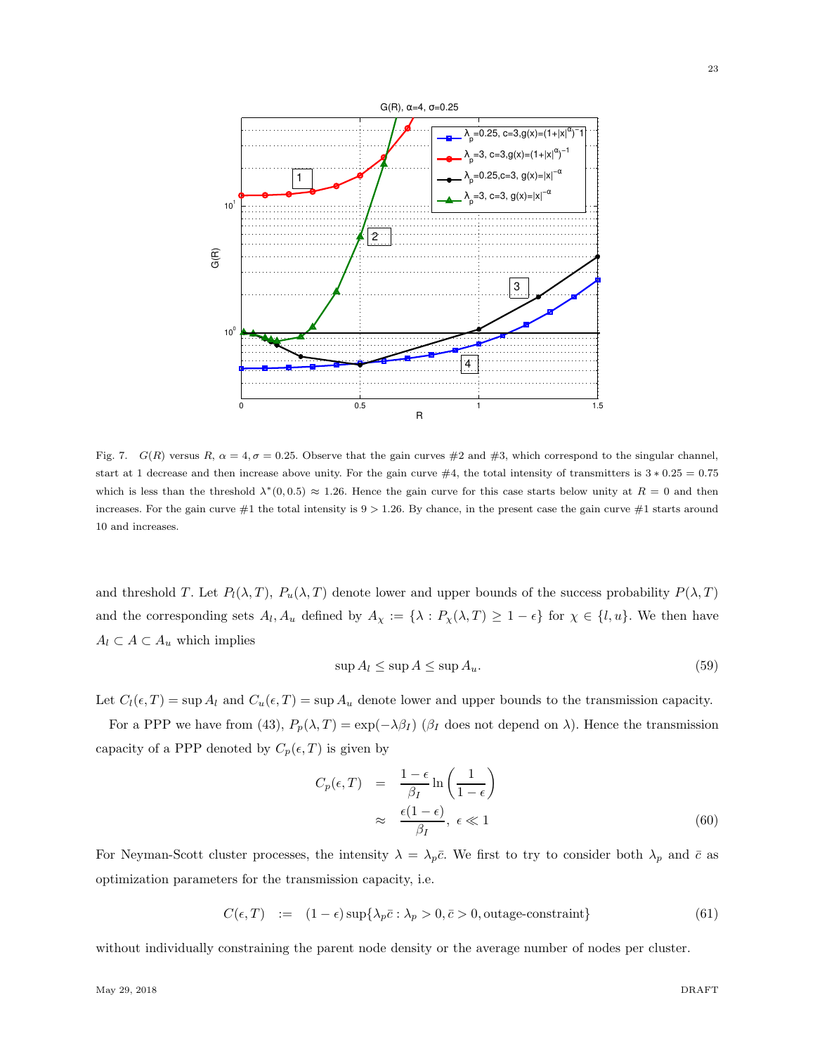Fig. 7. $G(R)$ versus $R$, $\alpha = 4, \sigma = 0.25$. Observe that the gain curves #2 and #3, which correspond to the singular channel, start at 1 decrease and then increase above unity. For the gain curve #4, the total intensity of transmitters is $3 * 0.25 = 0.75$ which is less than the threshold $\lambda^*(0, 0.5) \approx 1.26$. Hence the gain curve for this case starts below unity at $R = 0$ and then increases. For the gain curve #1 the total intensity is $9 > 1.26$. By chance, in the present case the gain curve #1 starts around 10 and increases.

and threshold $T$. Let $P_l(\lambda, T)$, $P_u(\lambda, T)$ denote lower and upper bounds of the success probability $P(\lambda, T)$ and the corresponding sets $A_l, A_u$ defined by $A_\chi := \{\lambda : P_\chi(\lambda, T) \geq 1 - \epsilon\}$ for $\chi \in \{l, u\}$. We then have $A_l \subset A \subset A_u$ which implies

$$\sup A_l \leq \sup A \leq \sup A_u. \tag{59}$$

Let $C_l(\epsilon, T) = \sup A_l$ and $C_u(\epsilon, T) = \sup A_u$ denote lower and upper bounds to the transmission capacity.

For a PPP we have from (43), $P_p(\lambda, T) = \exp(-\lambda \beta_I)$ ($\beta_I$ does not depend on $\lambda$). Hence the transmission capacity of a PPP denoted by $C_p(\epsilon, T)$ is given by

$$\begin{aligned} C_p(\epsilon, T) &= \frac{1-\epsilon}{\beta_I} \ln\left(\frac{1}{1-\epsilon}\right) \\ &\approx \frac{\epsilon(1-\epsilon)}{\beta_I}, \; \epsilon \ll 1 \end{aligned} \tag{60}$$

For Neyman-Scott cluster processes, the intensity $\lambda = \lambda_p \bar{c}$. We first to try to consider both $\lambda_p$ and $\bar{c}$ as optimization parameters for the transmission capacity, i.e.

$$C(\epsilon, T) \;\; := \;\; (1 - \epsilon) \sup\{\lambda_p \bar{c} : \lambda_p > 0, \bar{c} > 0, \text{outage-constraint}\} \tag{61}$$

without individually constraining the parent node density or the average number of nodes per cluster.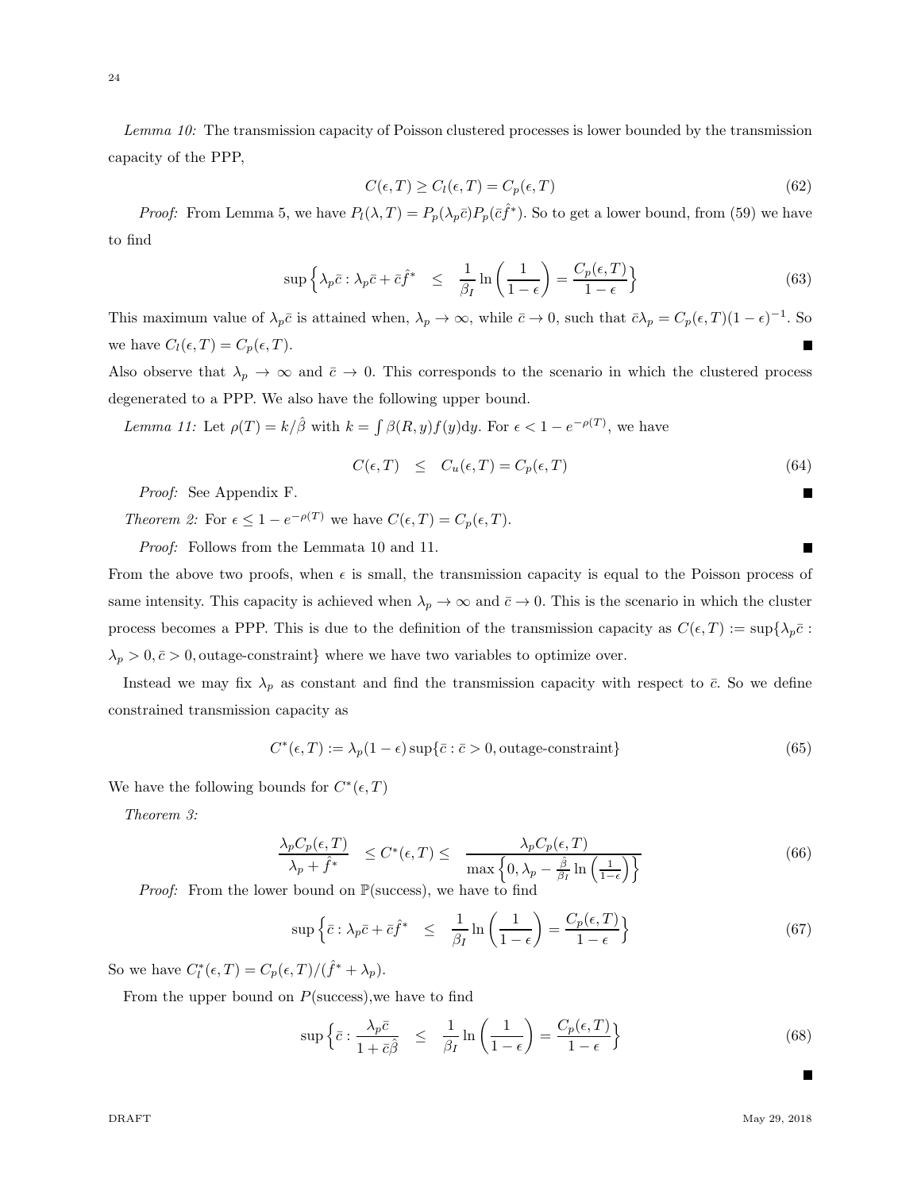*Lemma 10:* The transmission capacity of Poisson clustered processes is lower bounded by the transmission capacity of the PPP,

$$C(\epsilon,T) \geq C_l(\epsilon,T) = C_p(\epsilon,T) \tag{62}$$

*Proof:* From Lemma 5, we have $P_l(\lambda,T) = P_p(\lambda_p \bar{c}) P_p(\bar{c}\hat{f}^*)$. So to get a lower bound, from (59) we have to find

$$\sup\left\{\lambda_p \bar{c} : \lambda_p \bar{c} + \bar{c}\hat{f}^* \quad \leq \quad \frac{1}{\beta_I}\ln\left(\frac{1}{1-\epsilon}\right) = \frac{C_p(\epsilon,T)}{1-\epsilon}\right\} \tag{63}$$

This maximum value of $\lambda_p \bar{c}$ is attained when, $\lambda_p \to \infty$, while $\bar{c} \to 0$, such that $\bar{c}\lambda_p = C_p(\epsilon,T)(1-\epsilon)^{-1}$. So we have $C_l(\epsilon,T) = C_p(\epsilon,T)$. ∎

Also observe that $\lambda_p \to \infty$ and $\bar{c} \to 0$. This corresponds to the scenario in which the clustered process degenerated to a PPP. We also have the following upper bound.

*Lemma 11:* Let $\rho(T) = k/\hat{\beta}$ with $k = \int \beta(R,y) f(y) \mathrm{d}y$. For $\epsilon < 1 - e^{-\rho(T)}$, we have

$$C(\epsilon,T) \quad \leq \quad C_u(\epsilon,T) = C_p(\epsilon,T) \tag{64}$$

*Proof:* See Appendix F. ∎

*Theorem 2:* For $\epsilon \leq 1 - e^{-\rho(T)}$ we have $C(\epsilon,T) = C_p(\epsilon,T)$.

*Proof:* Follows from the Lemmata 10 and 11. ∎

From the above two proofs, when $\epsilon$ is small, the transmission capacity is equal to the Poisson process of same intensity. This capacity is achieved when $\lambda_p \to \infty$ and $\bar{c} \to 0$. This is the scenario in which the cluster process becomes a PPP. This is due to the definition of the transmission capacity as $C(\epsilon,T) := \sup\{\lambda_p \bar{c} : \lambda_p > 0, \bar{c} > 0, \text{outage-constraint}\}$ where we have two variables to optimize over.

Instead we may fix $\lambda_p$ as constant and find the transmission capacity with respect to $\bar{c}$. So we define constrained transmission capacity as

$$C^*(\epsilon,T) := \lambda_p(1-\epsilon)\sup\{\bar{c} : \bar{c} > 0, \text{outage-constraint}\} \tag{65}$$

We have the following bounds for $C^*(\epsilon,T)$

*Theorem 3:*

$$\frac{\lambda_p C_p(\epsilon,T)}{\lambda_p + \hat{f}^*} \quad \leq C^*(\epsilon,T) \leq \quad \frac{\lambda_p C_p(\epsilon,T)}{\max\left\{0, \lambda_p - \frac{\hat{\beta}}{\beta_I}\ln\left(\frac{1}{1-\epsilon}\right)\right\}} \tag{66}$$

*Proof:* From the lower bound on $\mathbb{P}(\text{success})$, we have to find

$$\sup\left\{\bar{c} : \lambda_p \bar{c} + \bar{c}\hat{f}^* \quad \leq \quad \frac{1}{\beta_I}\ln\left(\frac{1}{1-\epsilon}\right) = \frac{C_p(\epsilon,T)}{1-\epsilon}\right\} \tag{67}$$

So we have $C_l^*(\epsilon,T) = C_p(\epsilon,T)/(\hat{f}^* + \lambda_p)$.

From the upper bound on $P(\text{success})$,we have to find

$$\sup\left\{\bar{c} : \frac{\lambda_p \bar{c}}{1 + \bar{c}\hat{\beta}} \quad \leq \quad \frac{1}{\beta_I}\ln\left(\frac{1}{1-\epsilon}\right) = \frac{C_p(\epsilon,T)}{1-\epsilon}\right\} \tag{68}$$

∎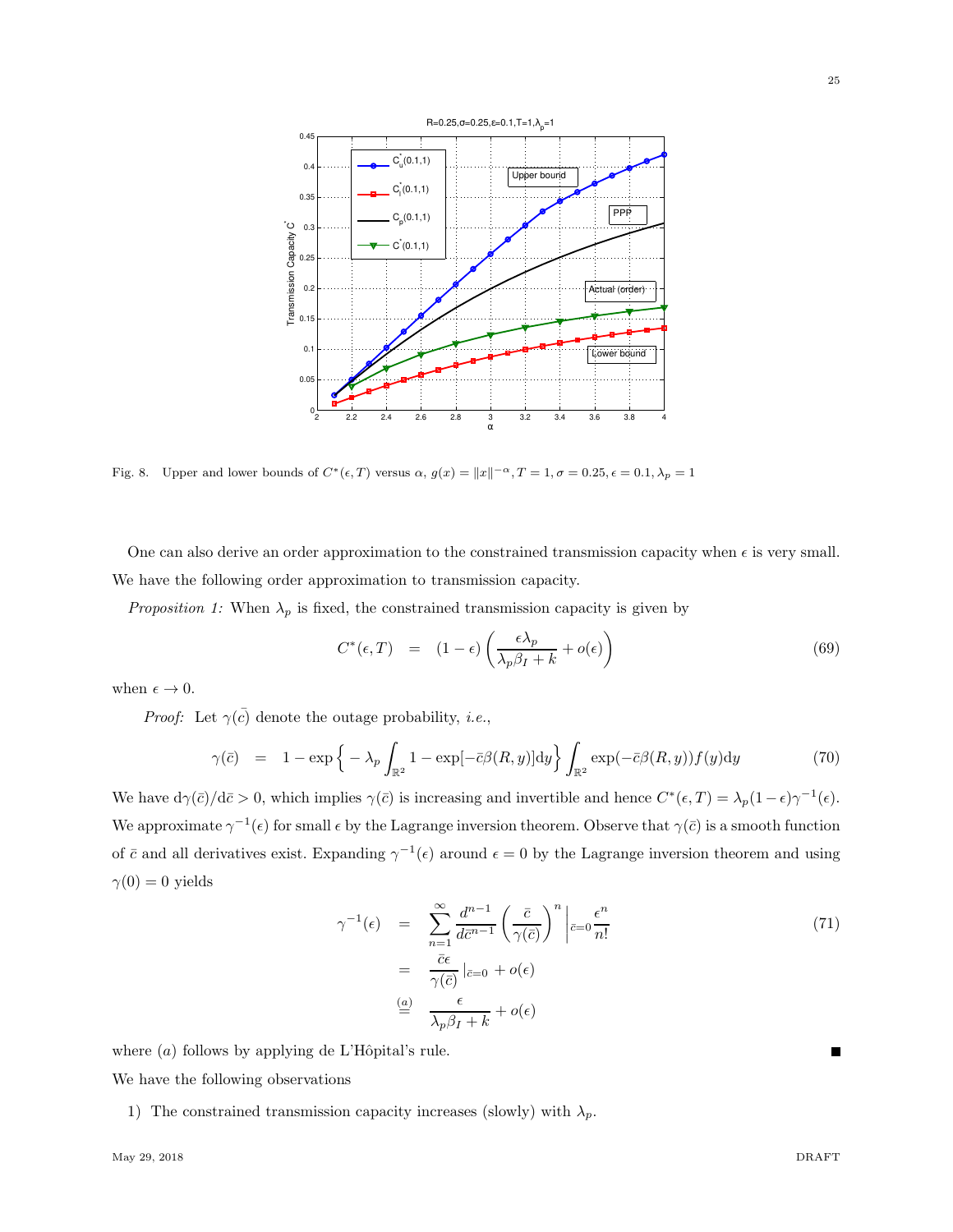Fig. 8. Upper and lower bounds of $C^*(\epsilon, T)$ versus $\alpha$, $g(x) = \|x\|^{-\alpha}$, $T = 1$, $\sigma = 0.25$, $\epsilon = 0.1$, $\lambda_p = 1$

One can also derive an order approximation to the constrained transmission capacity when $\epsilon$ is very small. We have the following order approximation to transmission capacity.

*Proposition 1:* When $\lambda_p$ is fixed, the constrained transmission capacity is given by

$$C^*(\epsilon, T) \quad = \quad (1-\epsilon)\left(\frac{\epsilon\lambda_p}{\lambda_p\beta_I + k} + o(\epsilon)\right) \tag{69}$$

when $\epsilon \to 0$.

*Proof:* Let $\gamma(\bar{c})$ denote the outage probability, *i.e.*,

$$\gamma(\bar{c}) \quad = \quad 1 - \exp\Big\{-\lambda_p\int_{\mathbb{R}^2} 1 - \exp[-\bar{c}\beta(R,y)]\mathrm{d}y\Big\}\int_{\mathbb{R}^2}\exp(-\bar{c}\beta(R,y))f(y)\mathrm{d}y \tag{70}$$

We have $\mathrm{d}\gamma(\bar{c})/\mathrm{d}\bar{c} > 0$, which implies $\gamma(\bar{c})$ is increasing and invertible and hence $C^*(\epsilon, T) = \lambda_p(1-\epsilon)\gamma^{-1}(\epsilon)$. We approximate $\gamma^{-1}(\epsilon)$ for small $\epsilon$ by the Lagrange inversion theorem. Observe that $\gamma(\bar{c})$ is a smooth function of $\bar{c}$ and all derivatives exist. Expanding $\gamma^{-1}(\epsilon)$ around $\epsilon = 0$ by the Lagrange inversion theorem and using $\gamma(0) = 0$ yields

$$\begin{aligned}
\gamma^{-1}(\epsilon) \quad &= \quad \sum_{n=1}^{\infty}\frac{d^{n-1}}{d\bar{c}^{n-1}}\left(\frac{\bar{c}}{\gamma(\bar{c})}\right)^n\Big|_{\bar{c}=0}\frac{\epsilon^n}{n!} \\
&= \quad \frac{\bar{c}\epsilon}{\gamma(\bar{c})}\,|_{\bar{c}=0} + o(\epsilon) \\
&\overset{(a)}{=} \quad \frac{\epsilon}{\lambda_p\beta_I + k} + o(\epsilon)
\end{aligned} \tag{71}$$

where $(a)$ follows by applying de L'Hôpital's rule. ∎

We have the following observations

1) The constrained transmission capacity increases (slowly) with $\lambda_p$.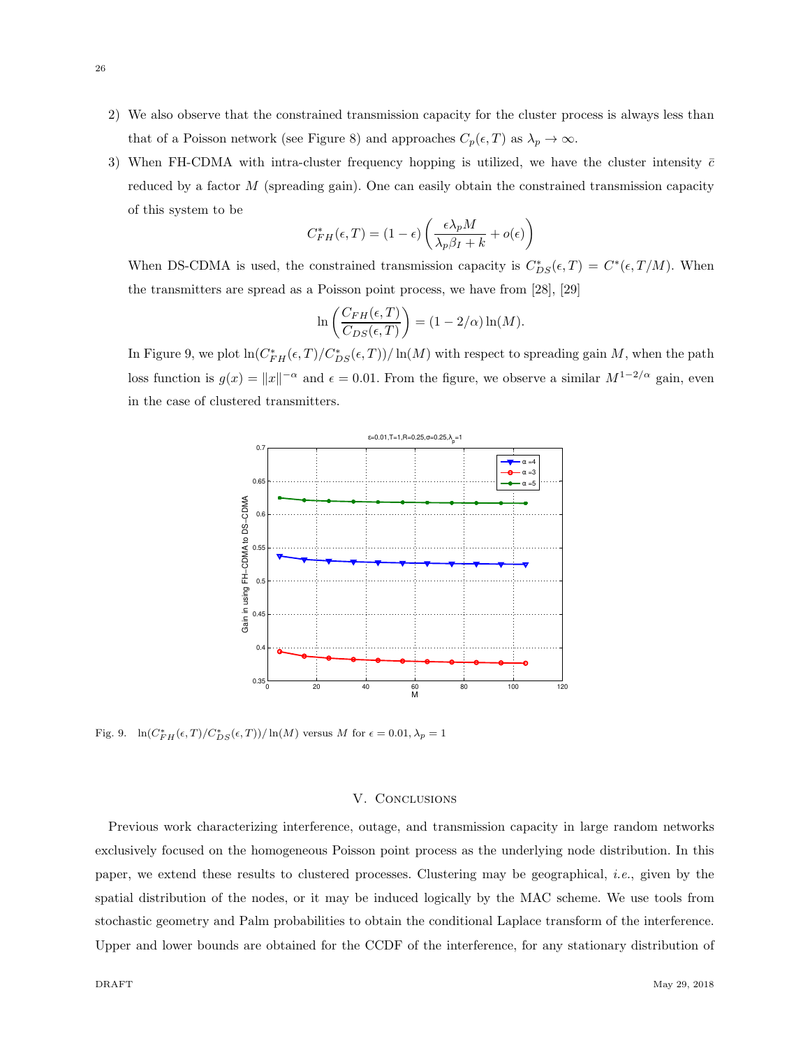2) We also observe that the constrained transmission capacity for the cluster process is always less than that of a Poisson network (see Figure 8) and approaches $C_p(\epsilon, T)$ as $\lambda_p \to \infty$.

3) When FH-CDMA with intra-cluster frequency hopping is utilized, we have the cluster intensity $\bar{c}$ reduced by a factor $M$ (spreading gain). One can easily obtain the constrained transmission capacity of this system to be

$$C^*_{FH}(\epsilon, T) = (1 - \epsilon)\left(\frac{\epsilon \lambda_p M}{\lambda_p \beta_I + k} + o(\epsilon)\right)$$

When DS-CDMA is used, the constrained transmission capacity is $C^*_{DS}(\epsilon, T) = C^*(\epsilon, T/M)$. When the transmitters are spread as a Poisson point process, we have from [28], [29]

$$\ln\left(\frac{C_{FH}(\epsilon, T)}{C_{DS}(\epsilon, T)}\right) = (1 - 2/\alpha)\ln(M).$$

In Figure 9, we plot $\ln(C^*_{FH}(\epsilon, T)/C^*_{DS}(\epsilon, T))/\ln(M)$ with respect to spreading gain $M$, when the path loss function is $g(x) = \|x\|^{-\alpha}$ and $\epsilon = 0.01$. From the figure, we observe a similar $M^{1-2/\alpha}$ gain, even in the case of clustered transmitters.

Fig. 9. $\ln(C^*_{FH}(\epsilon, T)/C^*_{DS}(\epsilon, T))/\ln(M)$ versus $M$ for $\epsilon = 0.01, \lambda_p = 1$

## V. Conclusions

Previous work characterizing interference, outage, and transmission capacity in large random networks exclusively focused on the homogeneous Poisson point process as the underlying node distribution. In this paper, we extend these results to clustered processes. Clustering may be geographical, *i.e.*, given by the spatial distribution of the nodes, or it may be induced logically by the MAC scheme. We use tools from stochastic geometry and Palm probabilities to obtain the conditional Laplace transform of the interference. Upper and lower bounds are obtained for the CCDF of the interference, for any stationary distribution of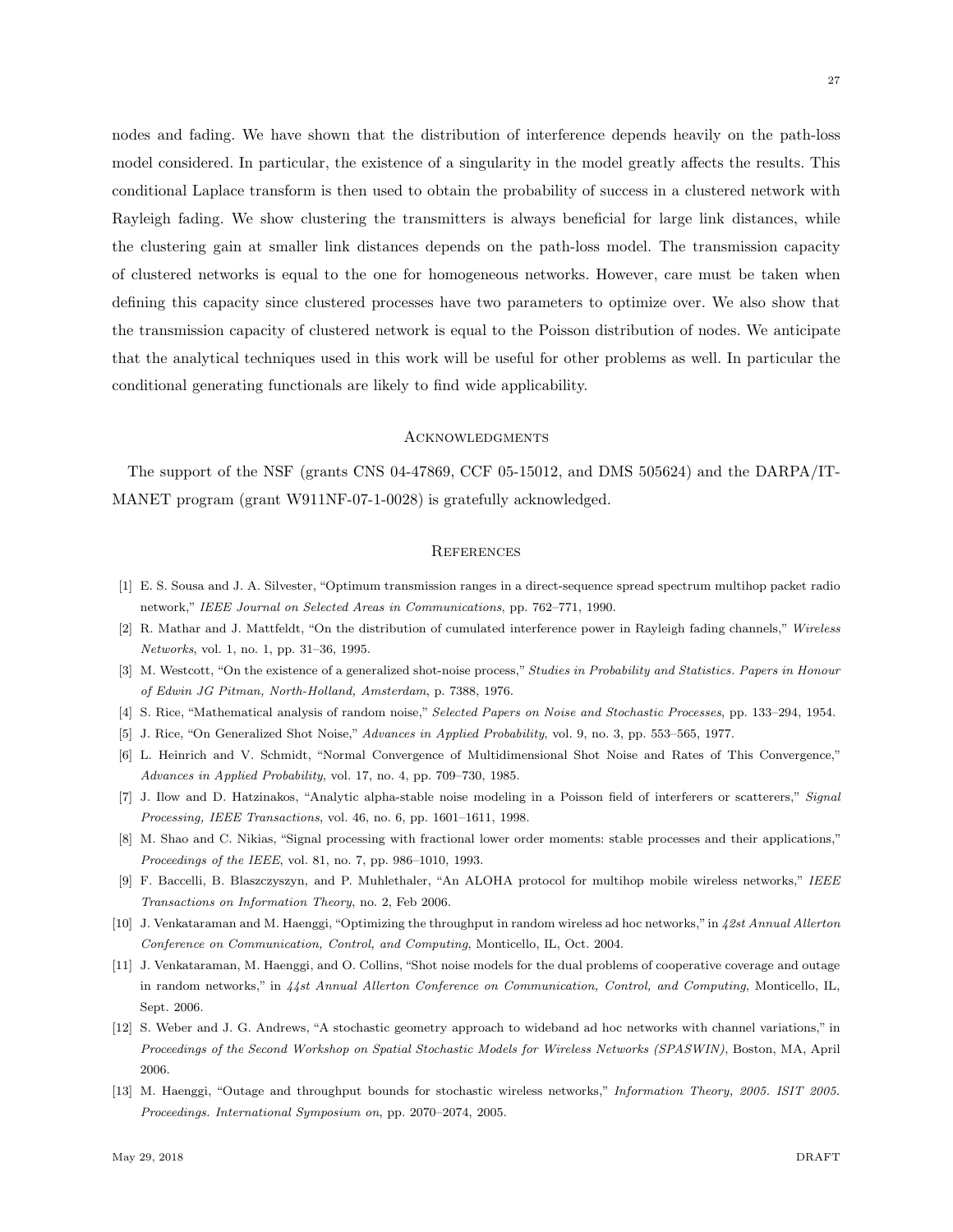nodes and fading. We have shown that the distribution of interference depends heavily on the path-loss model considered. In particular, the existence of a singularity in the model greatly affects the results. This conditional Laplace transform is then used to obtain the probability of success in a clustered network with Rayleigh fading. We show clustering the transmitters is always beneficial for large link distances, while the clustering gain at smaller link distances depends on the path-loss model. The transmission capacity of clustered networks is equal to the one for homogeneous networks. However, care must be taken when defining this capacity since clustered processes have two parameters to optimize over. We also show that the transmission capacity of clustered network is equal to the Poisson distribution of nodes. We anticipate that the analytical techniques used in this work will be useful for other problems as well. In particular the conditional generating functionals are likely to find wide applicability.

## Acknowledgments

The support of the NSF (grants CNS 04-47869, CCF 05-15012, and DMS 505624) and the DARPA/IT-MANET program (grant W911NF-07-1-0028) is gratefully acknowledged.

## References

[1] E. S. Sousa and J. A. Silvester, "Optimum transmission ranges in a direct-sequence spread spectrum multihop packet radio network," *IEEE Journal on Selected Areas in Communications*, pp. 762–771, 1990.

[2] R. Mathar and J. Mattfeldt, "On the distribution of cumulated interference power in Rayleigh fading channels," *Wireless Networks*, vol. 1, no. 1, pp. 31–36, 1995.

[3] M. Westcott, "On the existence of a generalized shot-noise process," *Studies in Probability and Statistics. Papers in Honour of Edwin JG Pitman, North-Holland, Amsterdam*, p. 7388, 1976.

[4] S. Rice, "Mathematical analysis of random noise," *Selected Papers on Noise and Stochastic Processes*, pp. 133–294, 1954.

[5] J. Rice, "On Generalized Shot Noise," *Advances in Applied Probability*, vol. 9, no. 3, pp. 553–565, 1977.

[6] L. Heinrich and V. Schmidt, "Normal Convergence of Multidimensional Shot Noise and Rates of This Convergence," *Advances in Applied Probability*, vol. 17, no. 4, pp. 709–730, 1985.

[7] J. Ilow and D. Hatzinakos, "Analytic alpha-stable noise modeling in a Poisson field of interferers or scatterers," *Signal Processing, IEEE Transactions*, vol. 46, no. 6, pp. 1601–1611, 1998.

[8] M. Shao and C. Nikias, "Signal processing with fractional lower order moments: stable processes and their applications," *Proceedings of the IEEE*, vol. 81, no. 7, pp. 986–1010, 1993.

[9] F. Baccelli, B. Blaszczyszyn, and P. Muhlethaler, "An ALOHA protocol for multihop mobile wireless networks," *IEEE Transactions on Information Theory*, no. 2, Feb 2006.

[10] J. Venkataraman and M. Haenggi, "Optimizing the throughput in random wireless ad hoc networks," in *42st Annual Allerton Conference on Communication, Control, and Computing*, Monticello, IL, Oct. 2004.

[11] J. Venkataraman, M. Haenggi, and O. Collins, "Shot noise models for the dual problems of cooperative coverage and outage in random networks," in *44st Annual Allerton Conference on Communication, Control, and Computing*, Monticello, IL, Sept. 2006.

[12] S. Weber and J. G. Andrews, "A stochastic geometry approach to wideband ad hoc networks with channel variations," in *Proceedings of the Second Workshop on Spatial Stochastic Models for Wireless Networks (SPASWIN)*, Boston, MA, April 2006.

[13] M. Haenggi, "Outage and throughput bounds for stochastic wireless networks," *Information Theory, 2005. ISIT 2005. Proceedings. International Symposium on*, pp. 2070–2074, 2005.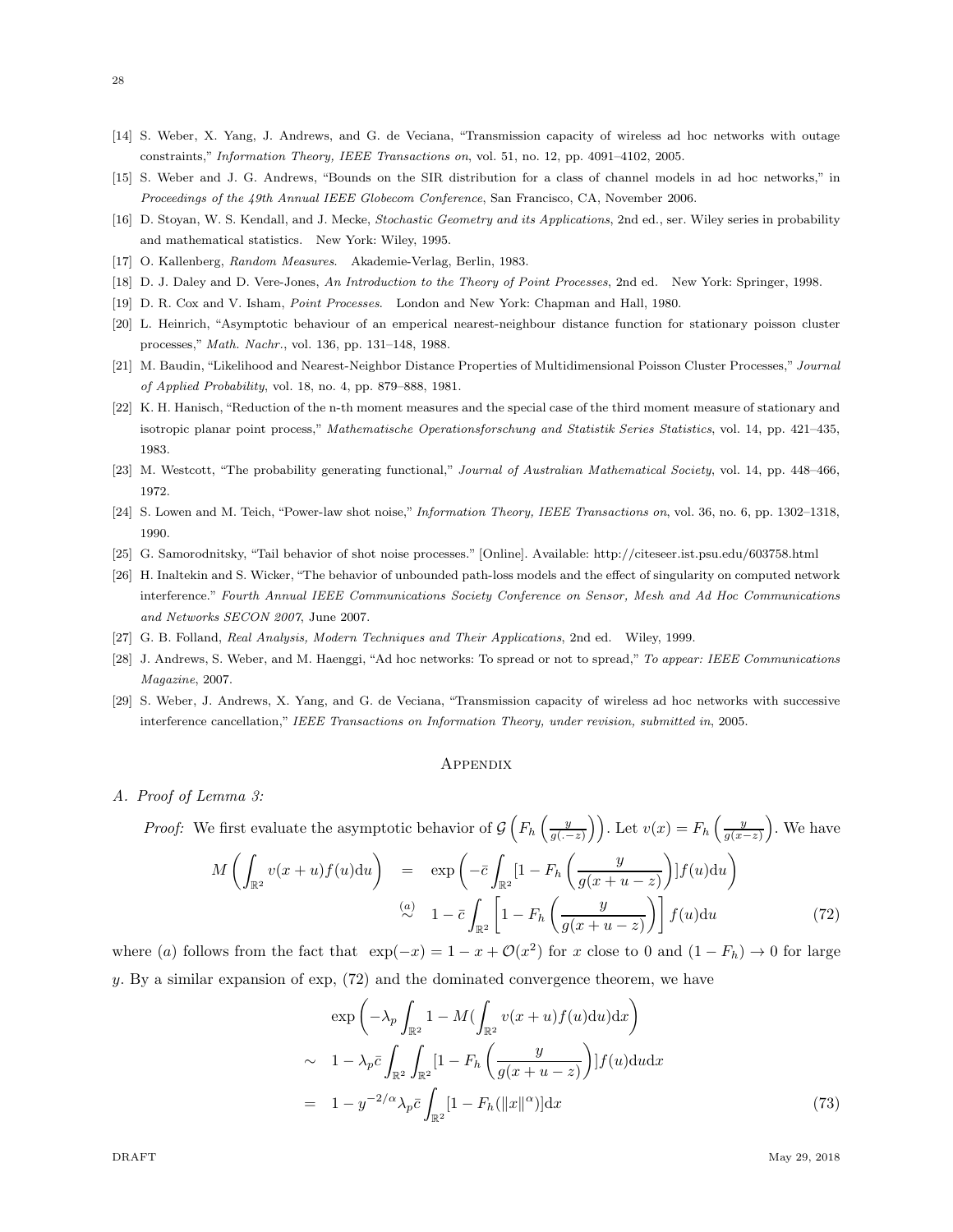[14] S. Weber, X. Yang, J. Andrews, and G. de Veciana, "Transmission capacity of wireless ad hoc networks with outage constraints," *Information Theory, IEEE Transactions on*, vol. 51, no. 12, pp. 4091–4102, 2005.

[15] S. Weber and J. G. Andrews, "Bounds on the SIR distribution for a class of channel models in ad hoc networks," in *Proceedings of the 49th Annual IEEE Globecom Conference*, San Francisco, CA, November 2006.

[16] D. Stoyan, W. S. Kendall, and J. Mecke, *Stochastic Geometry and its Applications*, 2nd ed., ser. Wiley series in probability and mathematical statistics. New York: Wiley, 1995.

[17] O. Kallenberg, *Random Measures*. Akademie-Verlag, Berlin, 1983.

[18] D. J. Daley and D. Vere-Jones, *An Introduction to the Theory of Point Processes*, 2nd ed. New York: Springer, 1998.

[19] D. R. Cox and V. Isham, *Point Processes*. London and New York: Chapman and Hall, 1980.

[20] L. Heinrich, "Asymptotic behaviour of an emperical nearest-neighbour distance function for stationary poisson cluster processes," *Math. Nachr.*, vol. 136, pp. 131–148, 1988.

[21] M. Baudin, "Likelihood and Nearest-Neighbor Distance Properties of Multidimensional Poisson Cluster Processes," *Journal of Applied Probability*, vol. 18, no. 4, pp. 879–888, 1981.

[22] K. H. Hanisch, "Reduction of the n-th moment measures and the special case of the third moment measure of stationary and isotropic planar point process," *Mathematische Operationsforschung and Statistik Series Statistics*, vol. 14, pp. 421–435, 1983.

[23] M. Westcott, "The probability generating functional," *Journal of Australian Mathematical Society*, vol. 14, pp. 448–466, 1972.

[24] S. Lowen and M. Teich, "Power-law shot noise," *Information Theory, IEEE Transactions on*, vol. 36, no. 6, pp. 1302–1318, 1990.

[25] G. Samorodnitsky, "Tail behavior of shot noise processes." [Online]. Available: http://citeseer.ist.psu.edu/603758.html

[26] H. Inaltekin and S. Wicker, "The behavior of unbounded path-loss models and the effect of singularity on computed network interference." *Fourth Annual IEEE Communications Society Conference on Sensor, Mesh and Ad Hoc Communications and Networks SECON 2007*, June 2007.

[27] G. B. Folland, *Real Analysis, Modern Techniques and Their Applications*, 2nd ed. Wiley, 1999.

[28] J. Andrews, S. Weber, and M. Haenggi, "Ad hoc networks: To spread or not to spread," *To appear: IEEE Communications Magazine*, 2007.

[29] S. Weber, J. Andrews, X. Yang, and G. de Veciana, "Transmission capacity of wireless ad hoc networks with successive interference cancellation," *IEEE Transactions on Information Theory, under revision, submitted in*, 2005.

## Appendix

### A. Proof of Lemma 3:

*Proof:* We first evaluate the asymptotic behavior of $\mathcal{G}\left(F_h\left(\frac{y}{g(.-z)}\right)\right)$. Let $v(x) = F_h\left(\frac{y}{g(x-z)}\right)$. We have

$$\begin{aligned}
M\left(\int_{\mathbb{R}^2} v(x+u)f(u)\mathrm{d}u\right) &= \exp\left(-\bar{c}\int_{\mathbb{R}^2}[1-F_h\left(\frac{y}{g(x+u-z)}\right)]f(u)\mathrm{d}u\right) \\
&\overset{(a)}{\sim} 1-\bar{c}\int_{\mathbb{R}^2}\left[1-F_h\left(\frac{y}{g(x+u-z)}\right)\right]f(u)\mathrm{d}u \qquad (72)
\end{aligned}$$

where $(a)$ follows from the fact that $\exp(-x) = 1 - x + \mathcal{O}(x^2)$ for $x$ close to 0 and $(1 - F_h) \to 0$ for large $y$. By a similar expansion of exp, (72) and the dominated convergence theorem, we have

$$\begin{aligned}
&\exp\left(-\lambda_p\int_{\mathbb{R}^2} 1 - M(\int_{\mathbb{R}^2} v(x+u)f(u)\mathrm{d}u)\mathrm{d}x\right) \\
\sim\;& 1-\lambda_p\bar{c}\int_{\mathbb{R}^2}\int_{\mathbb{R}^2}[1-F_h\left(\frac{y}{g(x+u-z)}\right)]f(u)\mathrm{d}u\mathrm{d}x \\
=\;& 1-y^{-2/\alpha}\lambda_p\bar{c}\int_{\mathbb{R}^2}[1-F_h(\|x\|^\alpha)]\mathrm{d}x \qquad (73)
\end{aligned}$$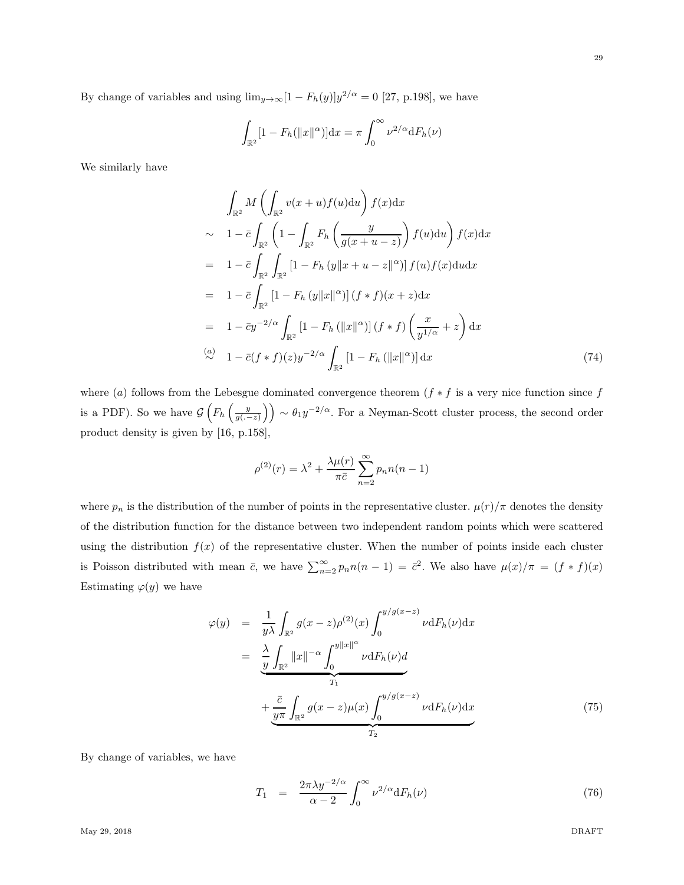By change of variables and using $\lim_{y\to\infty}[1-F_h(y)]y^{2/\alpha}=0$ [27, p.198], we have

$$\int_{\mathbb{R}^2}[1-F_h(\|x\|^\alpha)]\mathrm{d}x=\pi\int_0^\infty \nu^{2/\alpha}\mathrm{d}F_h(\nu)$$

We similarly have

$$\begin{aligned}
&\int_{\mathbb{R}^2} M\left(\int_{\mathbb{R}^2} v(x+u)f(u)\mathrm{d}u\right)f(x)\mathrm{d}x\\
\sim\quad & 1-\bar{c}\int_{\mathbb{R}^2}\left(1-\int_{\mathbb{R}^2}F_h\left(\frac{y}{g(x+u-z)}\right)f(u)\mathrm{d}u\right)f(x)\mathrm{d}x\\
=\quad & 1-\bar{c}\int_{\mathbb{R}^2}\int_{\mathbb{R}^2}\left[1-F_h\left(y\|x+u-z\|^\alpha\right)\right]f(u)f(x)\mathrm{d}u\mathrm{d}x\\
=\quad & 1-\bar{c}\int_{\mathbb{R}^2}\left[1-F_h\left(y\|x\|^\alpha\right)\right](f*f)(x+z)\mathrm{d}x\\
=\quad & 1-\bar{c}y^{-2/\alpha}\int_{\mathbb{R}^2}\left[1-F_h\left(\|x\|^\alpha\right)\right](f*f)\left(\frac{x}{y^{1/\alpha}}+z\right)\mathrm{d}x\\
\overset{(a)}{\sim}\quad & 1-\bar{c}(f*f)(z)y^{-2/\alpha}\int_{\mathbb{R}^2}\left[1-F_h\left(\|x\|^\alpha\right)\right]\mathrm{d}x
\end{aligned}\tag{74}$$

where $(a)$ follows from the Lebesgue dominated convergence theorem ($f*f$ is a very nice function since $f$ is a PDF). So we have $\mathcal{G}\left(F_h\left(\frac{y}{g(.-z)}\right)\right)\sim\theta_1 y^{-2/\alpha}$. For a Neyman-Scott cluster process, the second order product density is given by [16, p.158],

$$\rho^{(2)}(r)=\lambda^2+\frac{\lambda\mu(r)}{\pi\bar{c}}\sum_{n=2}^{\infty}p_n n(n-1)$$

where $p_n$ is the distribution of the number of points in the representative cluster. $\mu(r)/\pi$ denotes the density of the distribution function for the distance between two independent random points which were scattered using the distribution $f(x)$ of the representative cluster. When the number of points inside each cluster is Poisson distributed with mean $\bar{c}$, we have $\sum_{n=2}^{\infty}p_n n(n-1)=\bar{c}^2$. We also have $\mu(x)/\pi=(f*f)(x)$ Estimating $\varphi(y)$ we have

$$\begin{aligned}
\varphi(y) &= \frac{1}{y\lambda}\int_{\mathbb{R}^2} g(x-z)\rho^{(2)}(x)\int_0^{y/g(x-z)}\nu\mathrm{d}F_h(\nu)\mathrm{d}x\\
&= \underbrace{\frac{\lambda}{y}\int_{\mathbb{R}^2}\|x\|^{-\alpha}\int_0^{y\|x\|^\alpha}\nu\mathrm{d}F_h(\nu)d}_{T_1}\\
&\quad+\underbrace{\frac{\bar{c}}{y\pi}\int_{\mathbb{R}^2} g(x-z)\mu(x)\int_0^{y/g(x-z)}\nu\mathrm{d}F_h(\nu)\mathrm{d}x}_{T_2}
\end{aligned}\tag{75}$$

By change of variables, we have

$$T_1 = \frac{2\pi\lambda y^{-2/\alpha}}{\alpha-2}\int_0^\infty \nu^{2/\alpha}\mathrm{d}F_h(\nu)\tag{76}$$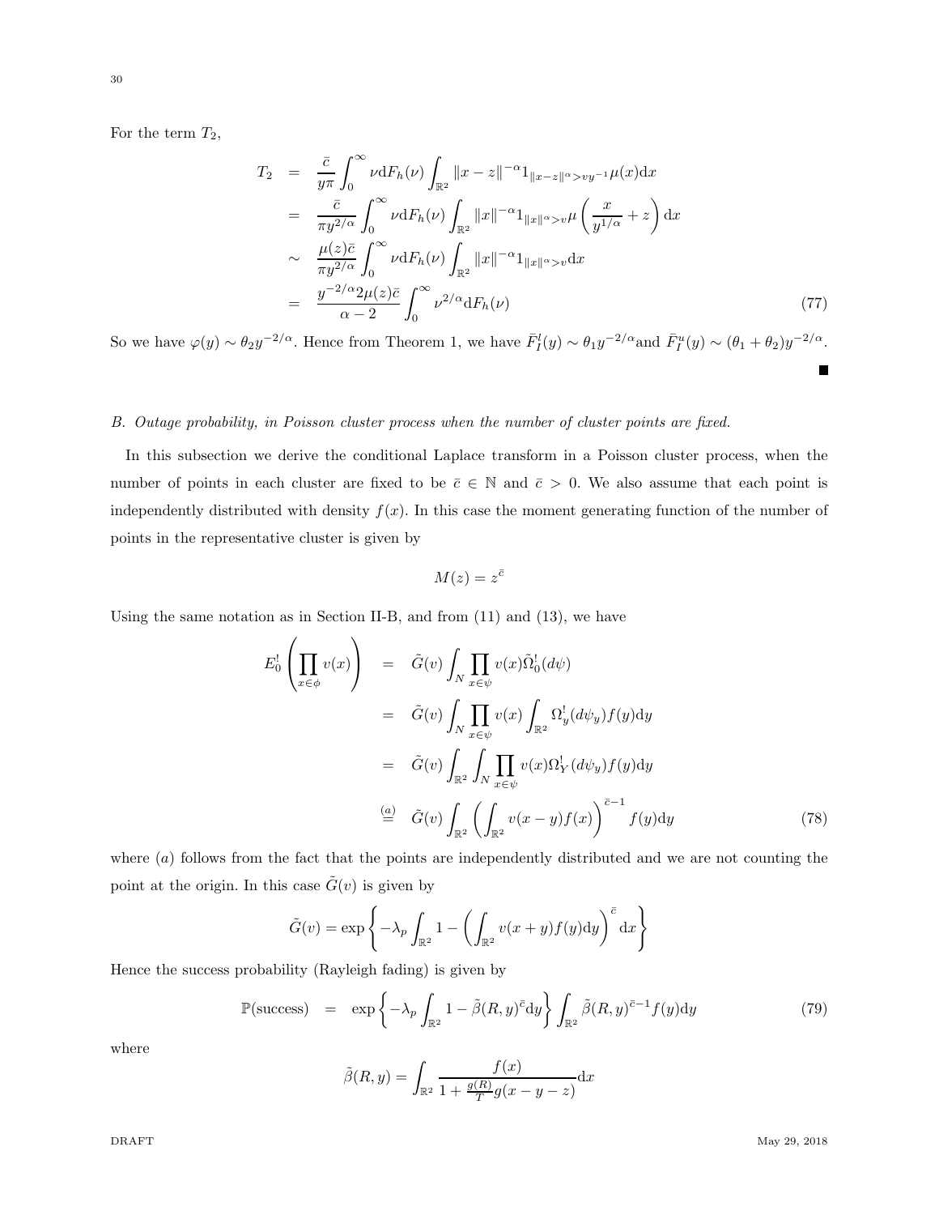For the term $T_2$,

$$
\begin{aligned}
T_2 &= \frac{\bar{c}}{y\pi}\int_0^\infty \nu \mathrm{d}F_h(\nu)\int_{\mathbb{R}^2}\|x-z\|^{-\alpha}1_{\|x-z\|^\alpha > vy^{-1}}\mu(x)\mathrm{d}x \\
&= \frac{\bar{c}}{\pi y^{2/\alpha}}\int_0^\infty \nu \mathrm{d}F_h(\nu)\int_{\mathbb{R}^2}\|x\|^{-\alpha}1_{\|x\|^\alpha > v}\mu\left(\frac{x}{y^{1/\alpha}}+z\right)\mathrm{d}x \\
&\sim \frac{\mu(z)\bar{c}}{\pi y^{2/\alpha}}\int_0^\infty \nu \mathrm{d}F_h(\nu)\int_{\mathbb{R}^2}\|x\|^{-\alpha}1_{\|x\|^\alpha > v}\mathrm{d}x \\
&= \frac{y^{-2/\alpha}2\mu(z)\bar{c}}{\alpha-2}\int_0^\infty \nu^{2/\alpha}\mathrm{d}F_h(\nu) \qquad (77)
\end{aligned}
$$

So we have $\varphi(y) \sim \theta_2 y^{-2/\alpha}$. Hence from Theorem 1, we have $\bar{F}_I^l(y) \sim \theta_1 y^{-2/\alpha}$and $\bar{F}_I^u(y) \sim (\theta_1+\theta_2)y^{-2/\alpha}$. ■

### B. Outage probability, in Poisson cluster process when the number of cluster points are fixed.

In this subsection we derive the conditional Laplace transform in a Poisson cluster process, when the number of points in each cluster are fixed to be $\bar{c} \in \mathbb{N}$ and $\bar{c} > 0$. We also assume that each point is independently distributed with density $f(x)$. In this case the moment generating function of the number of points in the representative cluster is given by

$$
M(z) = z^{\bar{c}}
$$

Using the same notation as in Section II-B, and from (11) and (13), we have

$$
\begin{aligned}
E_0^!\left(\prod_{x\in\phi} v(x)\right) &= \tilde{G}(v)\int_N \prod_{x\in\psi} v(x)\tilde{\Omega}_0^!(d\psi) \\
&= \tilde{G}(v)\int_N \prod_{x\in\psi} v(x)\int_{\mathbb{R}^2}\Omega_y^!(d\psi_y)f(y)\mathrm{d}y \\
&= \tilde{G}(v)\int_{\mathbb{R}^2}\int_N \prod_{x\in\psi} v(x)\Omega_Y^!(d\psi_y)f(y)\mathrm{d}y \\
&\stackrel{(a)}{=} \tilde{G}(v)\int_{\mathbb{R}^2}\left(\int_{\mathbb{R}^2} v(x-y)f(x)\right)^{\bar{c}-1}f(y)\mathrm{d}y \qquad (78)
\end{aligned}
$$

where $(a)$ follows from the fact that the points are independently distributed and we are not counting the point at the origin. In this case $\tilde{G}(v)$ is given by

$$
\tilde{G}(v) = \exp\left\{-\lambda_p\int_{\mathbb{R}^2} 1 - \left(\int_{\mathbb{R}^2} v(x+y)f(y)\mathrm{d}y\right)^{\bar{c}}\mathrm{d}x\right\}
$$

Hence the success probability (Rayleigh fading) is given by

$$
\mathbb{P}(\text{success}) = \exp\left\{-\lambda_p\int_{\mathbb{R}^2} 1-\tilde{\beta}(R,y)^{\bar{c}}\mathrm{d}y\right\}\int_{\mathbb{R}^2}\tilde{\beta}(R,y)^{\bar{c}-1}f(y)\mathrm{d}y \qquad (79)
$$

where

$$
\tilde{\beta}(R,y) = \int_{\mathbb{R}^2}\frac{f(x)}{1+\frac{g(R)}{T}g(x-y-z)}\mathrm{d}x
$$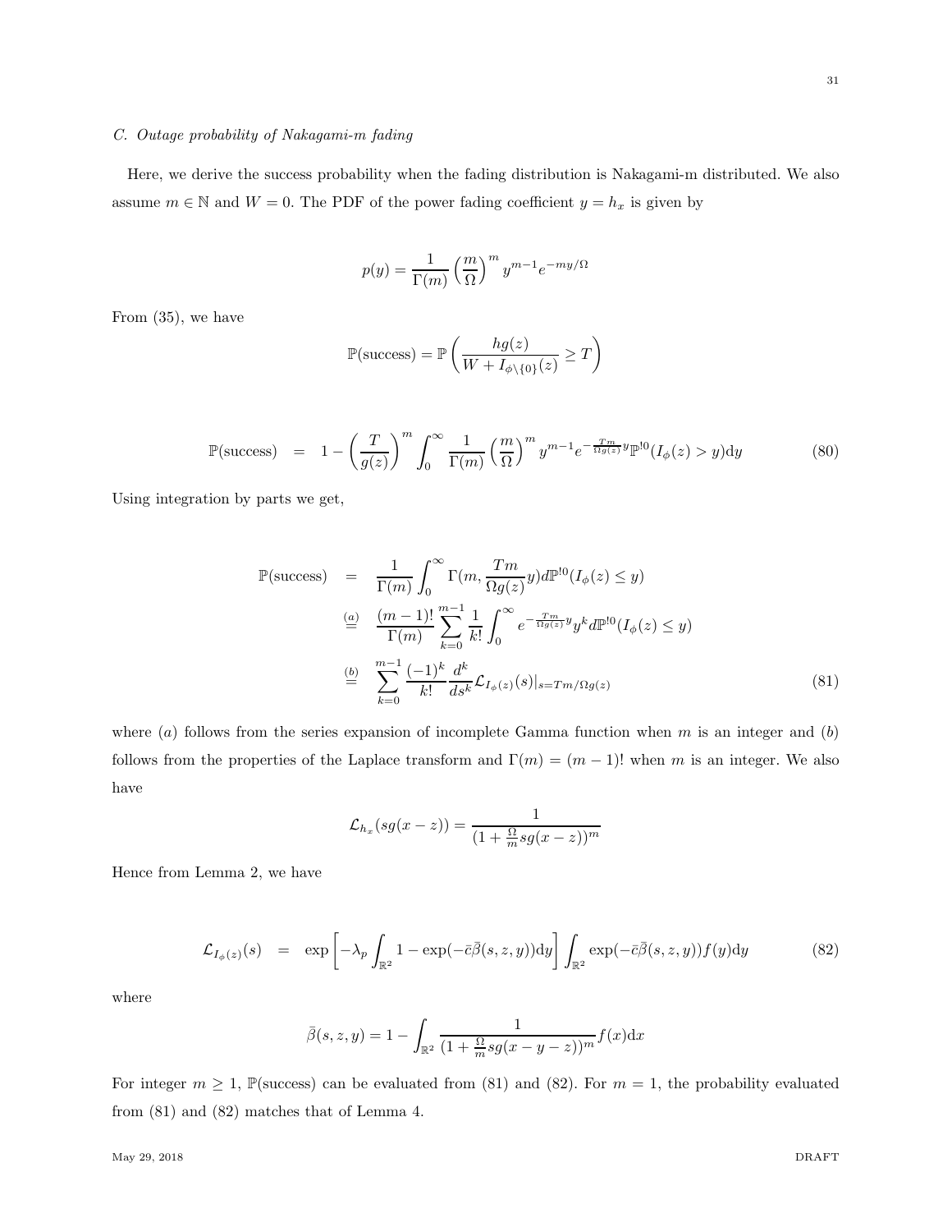### C. Outage probability of Nakagami-m fading

Here, we derive the success probability when the fading distribution is Nakagami-m distributed. We also assume $m \in \mathbb{N}$ and $W = 0$. The PDF of the power fading coefficient $y = h_x$ is given by

$$p(y) = \frac{1}{\Gamma(m)} \left(\frac{m}{\Omega}\right)^m y^{m-1} e^{-my/\Omega}$$

From (35), we have

$$\mathbb{P}(\text{success}) = \mathbb{P}\left(\frac{hg(z)}{W + I_{\phi\setminus\{0\}}(z)} \geq T\right)$$

$$\mathbb{P}(\text{success}) \quad = \quad 1 - \left(\frac{T}{g(z)}\right)^m \int_0^\infty \frac{1}{\Gamma(m)} \left(\frac{m}{\Omega}\right)^m y^{m-1} e^{-\frac{Tm}{\Omega g(z)}y} \mathbb{P}^{!0}(I_\phi(z) > y) \mathrm{d}y \tag{80}$$

Using integration by parts we get,

$$\begin{aligned}
\mathbb{P}(\text{success}) \quad &= \quad \frac{1}{\Gamma(m)} \int_0^\infty \Gamma(m, \frac{Tm}{\Omega g(z)} y) d\mathbb{P}^{!0}(I_\phi(z) \leq y) \\
&\overset{(a)}{=} \quad \frac{(m-1)!}{\Gamma(m)} \sum_{k=0}^{m-1} \frac{1}{k!} \int_0^\infty e^{-\frac{Tm}{\Omega g(z)}y} y^k d\mathbb{P}^{!0}(I_\phi(z) \leq y) \\
&\overset{(b)}{=} \quad \sum_{k=0}^{m-1} \frac{(-1)^k}{k!} \frac{d^k}{ds^k} \mathcal{L}_{I_\phi(z)}(s)|_{s = Tm/\Omega g(z)}
\end{aligned} \tag{81}$$

where $(a)$ follows from the series expansion of incomplete Gamma function when $m$ is an integer and $(b)$ follows from the properties of the Laplace transform and $\Gamma(m) = (m-1)!$ when $m$ is an integer. We also have

$$\mathcal{L}_{h_x}(sg(x-z)) = \frac{1}{(1 + \frac{\Omega}{m} sg(x-z))^m}$$

Hence from Lemma 2, we have

$$\mathcal{L}_{I_\phi(z)}(s) \quad = \quad \exp\left[-\lambda_p \int_{\mathbb{R}^2} 1 - \exp(-\bar{c}\bar{\beta}(s,z,y)) \mathrm{d}y\right] \int_{\mathbb{R}^2} \exp(-\bar{c}\bar{\beta}(s,z,y)) f(y) \mathrm{d}y \tag{82}$$

where

$$\bar{\beta}(s,z,y) = 1 - \int_{\mathbb{R}^2} \frac{1}{(1 + \frac{\Omega}{m} sg(x-y-z))^m} f(x) \mathrm{d}x$$

For integer $m \geq 1$, $\mathbb{P}(\text{success})$ can be evaluated from (81) and (82). For $m = 1$, the probability evaluated from (81) and (82) matches that of Lemma 4.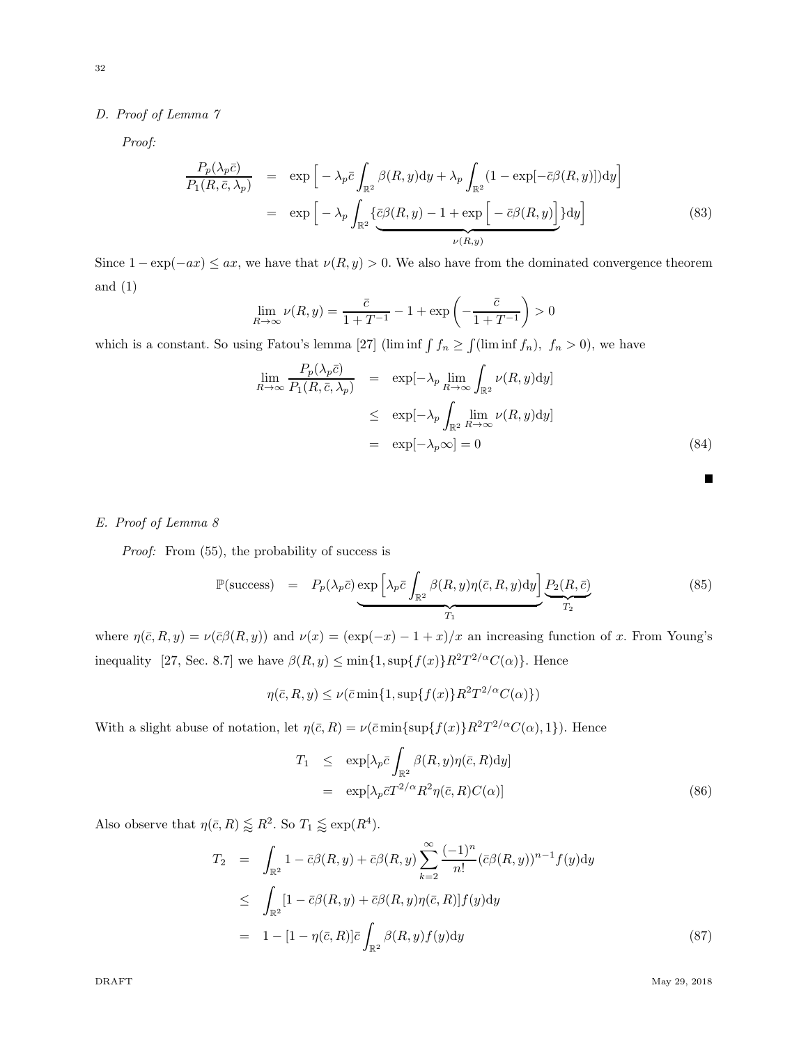### D. Proof of Lemma 7

*Proof:*

$$
\begin{aligned}
\frac{P_p(\lambda_p \bar{c})}{P_1(R,\bar{c},\lambda_p)} &= \exp\Big[-\lambda_p \bar{c}\int_{\mathbb{R}^2}\beta(R,y)\mathrm{d}y + \lambda_p\int_{\mathbb{R}^2}(1-\exp[-\bar{c}\beta(R,y)])\mathrm{d}y\Big] \\
&= \exp\Big[-\lambda_p\int_{\mathbb{R}^2}\{\underbrace{\bar{c}\beta(R,y)-1+\exp\Big[-\bar{c}\beta(R,y)\Big]}_{\nu(R,y)}\}\mathrm{d}y\Big]
\end{aligned}
\tag{83}
$$

Since $1-\exp(-ax)\leq ax$, we have that $\nu(R,y)>0$. We also have from the dominated convergence theorem and (1)

$$
\lim_{R\to\infty}\nu(R,y) = \frac{\bar{c}}{1+T^{-1}} - 1 + \exp\left(-\frac{\bar{c}}{1+T^{-1}}\right) > 0
$$

which is a constant. So using Fatou's lemma [27] ($\liminf\int f_n \geq \int(\liminf f_n),\ f_n>0$), we have

$$
\begin{aligned}
\lim_{R\to\infty}\frac{P_p(\lambda_p\bar{c})}{P_1(R,\bar{c},\lambda_p)} &= \exp[-\lambda_p\lim_{R\to\infty}\int_{\mathbb{R}^2}\nu(R,y)\mathrm{d}y] \\
&\leq \exp[-\lambda_p\int_{\mathbb{R}^2}\lim_{R\to\infty}\nu(R,y)\mathrm{d}y] \\
&= \exp[-\lambda_p\infty] = 0
\end{aligned}
\tag{84}
$$

■

### E. Proof of Lemma 8

*Proof:* From (55), the probability of success is

$$
\mathbb{P}(\text{success}) = P_p(\lambda_p\bar{c})\underbrace{\exp\Big[\lambda_p\bar{c}\int_{\mathbb{R}^2}\beta(R,y)\eta(\bar{c},R,y)\mathrm{d}y\Big]}_{T_1}\underbrace{P_2(R,\bar{c})}_{T_2}
\tag{85}
$$

where $\eta(\bar{c},R,y)=\nu(\bar{c}\beta(R,y))$ and $\nu(x)=(\exp(-x)-1+x)/x$ an increasing function of $x$. From Young's inequality [27, Sec. 8.7] we have $\beta(R,y)\leq\min\{1,\sup\{f(x)\}R^2T^{2/\alpha}C(\alpha)\}$. Hence

$$
\eta(\bar{c},R,y)\leq\nu(\bar{c}\min\{1,\sup\{f(x)\}R^2T^{2/\alpha}C(\alpha)\})
$$

With a slight abuse of notation, let $\eta(\bar{c},R)=\nu(\bar{c}\min\{\sup\{f(x)\}R^2T^{2/\alpha}C(\alpha),1\})$. Hence

$$
\begin{aligned}
T_1 &\leq \exp[\lambda_p\bar{c}\int_{\mathbb{R}^2}\beta(R,y)\eta(\bar{c},R)\mathrm{d}y] \\
&= \exp[\lambda_p\bar{c}T^{2/\alpha}R^2\eta(\bar{c},R)C(\alpha)]
\end{aligned}
\tag{86}
$$

Also observe that $\eta(\bar{c},R)\lessapprox R^2$. So $T_1\lessapprox\exp(R^4)$.

$$
\begin{aligned}
T_2 &= \int_{\mathbb{R}^2}1-\bar{c}\beta(R,y)+\bar{c}\beta(R,y)\sum_{k=2}^{\infty}\frac{(-1)^n}{n!}(\bar{c}\beta(R,y))^{n-1}f(y)\mathrm{d}y \\
&\leq \int_{\mathbb{R}^2}[1-\bar{c}\beta(R,y)+\bar{c}\beta(R,y)\eta(\bar{c},R)]f(y)\mathrm{d}y \\
&= 1-[1-\eta(\bar{c},R)]\bar{c}\int_{\mathbb{R}^2}\beta(R,y)f(y)\mathrm{d}y
\end{aligned}
\tag{87}
$$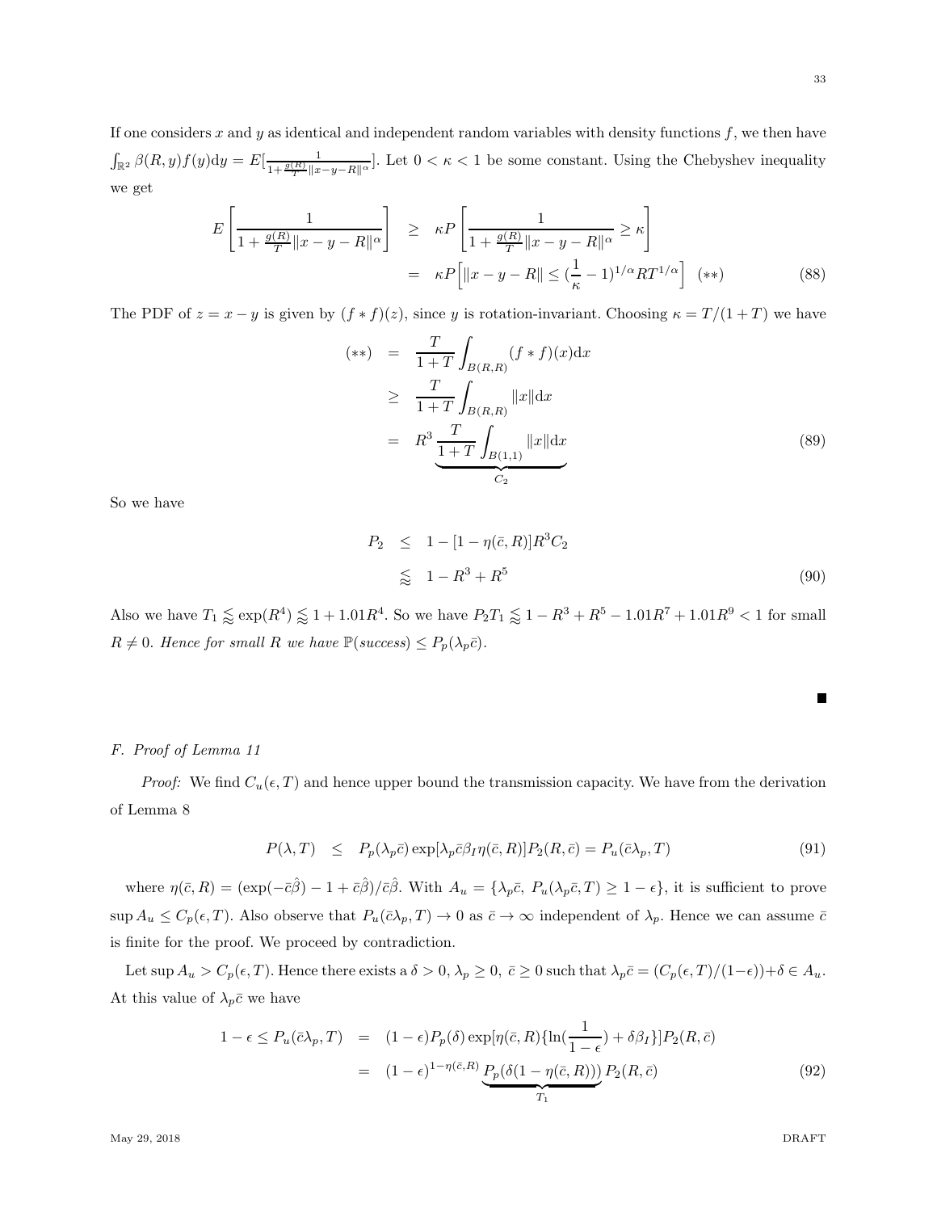If one considers $x$ and $y$ as identical and independent random variables with density functions $f$, we then have $\int_{\mathbb{R}^2} \beta(R,y) f(y) \mathrm{d}y = E[\frac{1}{1+\frac{g(R)}{T}\|x-y-R\|^\alpha}]$. Let $0<\kappa<1$ be some constant. Using the Chebyshev inequality we get

$$
\begin{aligned}
E\left[\frac{1}{1+\frac{g(R)}{T}\|x-y-R\|^\alpha}\right] &\geq \kappa P\left[\frac{1}{1+\frac{g(R)}{T}\|x-y-R\|^\alpha} \geq \kappa\right] \\
&= \kappa P\Big[\|x-y-R\| \leq (\frac{1}{\kappa}-1)^{1/\alpha} R T^{1/\alpha}\Big] \quad (**)
\end{aligned} \tag{88}
$$

The PDF of $z=x-y$ is given by $(f*f)(z)$, since $y$ is rotation-invariant. Choosing $\kappa = T/(1+T)$ we have

$$
\begin{aligned}
(**) &= \frac{T}{1+T}\int_{B(R,R)} (f*f)(x)\mathrm{d}x \\
&\geq \frac{T}{1+T}\int_{B(R,R)} \|x\| \mathrm{d}x \\
&= R^3 \underbrace{\frac{T}{1+T}\int_{B(1,1)} \|x\|\mathrm{d}x}_{C_2}
\end{aligned} \tag{89}
$$

So we have

$$
\begin{aligned}
P_2 &\leq 1-[1-\eta(\bar{c},R)]R^3 C_2 \\
&\lessapprox 1-R^3+R^5
\end{aligned} \tag{90}
$$

Also we have $T_1 \lessapprox \exp(R^4) \lessapprox 1+1.01R^4$. So we have $P_2 T_1 \lessapprox 1-R^3+R^5-1.01R^7+1.01R^9 < 1$ for small $R \neq 0$. *Hence for small $R$ we have $\mathbb{P}(success) \leq P_p(\lambda_p \bar{c})$.*

■

### *F. Proof of Lemma 11*

*Proof:* We find $C_u(\epsilon, T)$ and hence upper bound the transmission capacity. We have from the derivation of Lemma 8

$$
P(\lambda, T) \quad \leq \quad P_p(\lambda_p \bar{c}) \exp[\lambda_p \bar{c} \beta_I \eta(\bar{c},R)] P_2(R,\bar{c}) = P_u(\bar{c}\lambda_p, T) \tag{91}
$$

where $\eta(\bar{c},R) = (\exp(-\bar{c}\hat{\beta}) - 1 + \bar{c}\hat{\beta})/\bar{c}\hat{\beta}$. With $A_u = \{\lambda_p \bar{c},\ P_u(\lambda_p \bar{c}, T) \geq 1-\epsilon\}$, it is sufficient to prove $\sup A_u \leq C_p(\epsilon, T)$. Also observe that $P_u(\bar{c}\lambda_p, T) \to 0$ as $\bar{c} \to \infty$ independent of $\lambda_p$. Hence we can assume $\bar{c}$ is finite for the proof. We proceed by contradiction.

Let $\sup A_u > C_p(\epsilon, T)$. Hence there exists a $\delta > 0$, $\lambda_p \geq 0$, $\bar{c} \geq 0$ such that $\lambda_p \bar{c} = (C_p(\epsilon,T)/(1-\epsilon)) + \delta \in A_u$. At this value of $\lambda_p \bar{c}$ we have

$$
\begin{aligned}
1-\epsilon \leq P_u(\bar{c}\lambda_p, T) &= (1-\epsilon) P_p(\delta) \exp[\eta(\bar{c},R)\{\ln(\frac{1}{1-\epsilon}) + \delta\beta_I\}] P_2(R,\bar{c}) \\
&= (1-\epsilon)^{1-\eta(\bar{c},R)} \underbrace{P_p(\delta(1-\eta(\bar{c},R)))}_{T_1} P_2(R,\bar{c})
\end{aligned} \tag{92}
$$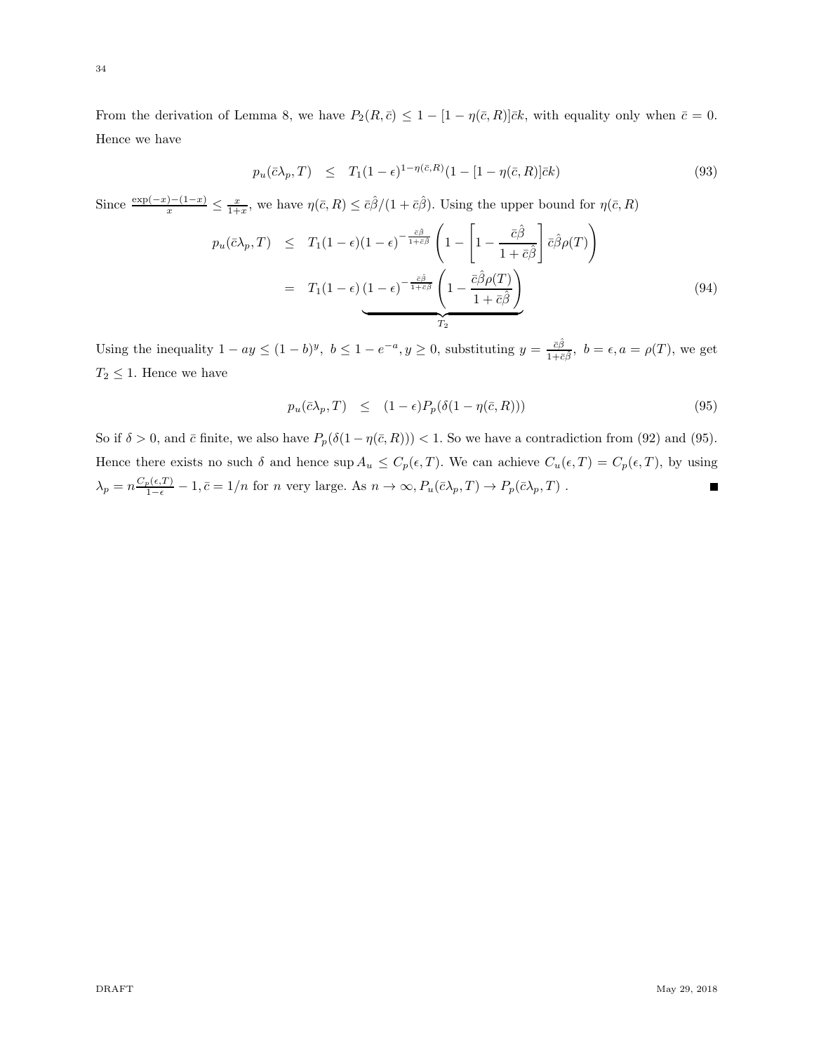From the derivation of Lemma 8, we have $P_2(R, \bar{c}) \leq 1 - [1 - \eta(\bar{c}, R)]\bar{c}k$, with equality only when $\bar{c} = 0$. Hence we have

$$p_u(\bar{c}\lambda_p, T) \leq T_1(1-\epsilon)^{1-\eta(\bar{c},R)}(1 - [1 - \eta(\bar{c}, R)]\bar{c}k) \tag{93}$$

Since $\frac{\exp(-x)-(1-x)}{x} \leq \frac{x}{1+x}$, we have $\eta(\bar{c}, R) \leq \bar{c}\hat{\beta}/(1 + \bar{c}\hat{\beta})$. Using the upper bound for $\eta(\bar{c}, R)$

$$\begin{aligned}
p_u(\bar{c}\lambda_p, T) &\leq T_1(1-\epsilon)(1-\epsilon)^{-\frac{\bar{c}\hat{\beta}}{1+\bar{c}\hat{\beta}}}\left(1 - \left[1 - \frac{\bar{c}\hat{\beta}}{1+\bar{c}\hat{\beta}}\right]\bar{c}\hat{\beta}\rho(T)\right) \\
&= T_1(1-\epsilon)\underbrace{(1-\epsilon)^{-\frac{\bar{c}\hat{\beta}}{1+\bar{c}\hat{\beta}}}\left(1 - \frac{\bar{c}\hat{\beta}\rho(T)}{1+\bar{c}\hat{\beta}}\right)}_{T_2}
\end{aligned} \tag{94}$$

Using the inequality $1 - ay \leq (1-b)^y,\ b \leq 1 - e^{-a}, y \geq 0$, substituting $y = \frac{\bar{c}\hat{\beta}}{1+\bar{c}\hat{\beta}},\ b = \epsilon, a = \rho(T)$, we get $T_2 \leq 1$. Hence we have

$$p_u(\bar{c}\lambda_p, T) \leq (1-\epsilon)P_p(\delta(1 - \eta(\bar{c}, R))) \tag{95}$$

So if $\delta > 0$, and $\bar{c}$ finite, we also have $P_p(\delta(1 - \eta(\bar{c}, R))) < 1$. So we have a contradiction from (92) and (95). Hence there exists no such $\delta$ and hence $\sup A_u \leq C_p(\epsilon, T)$. We can achieve $C_u(\epsilon, T) = C_p(\epsilon, T)$, by using $\lambda_p = n\frac{C_p(\epsilon,T)}{1-\epsilon} - 1, \bar{c} = 1/n$ for $n$ very large. As $n \to \infty, P_u(\bar{c}\lambda_p, T) \to P_p(\bar{c}\lambda_p, T)$ . ■